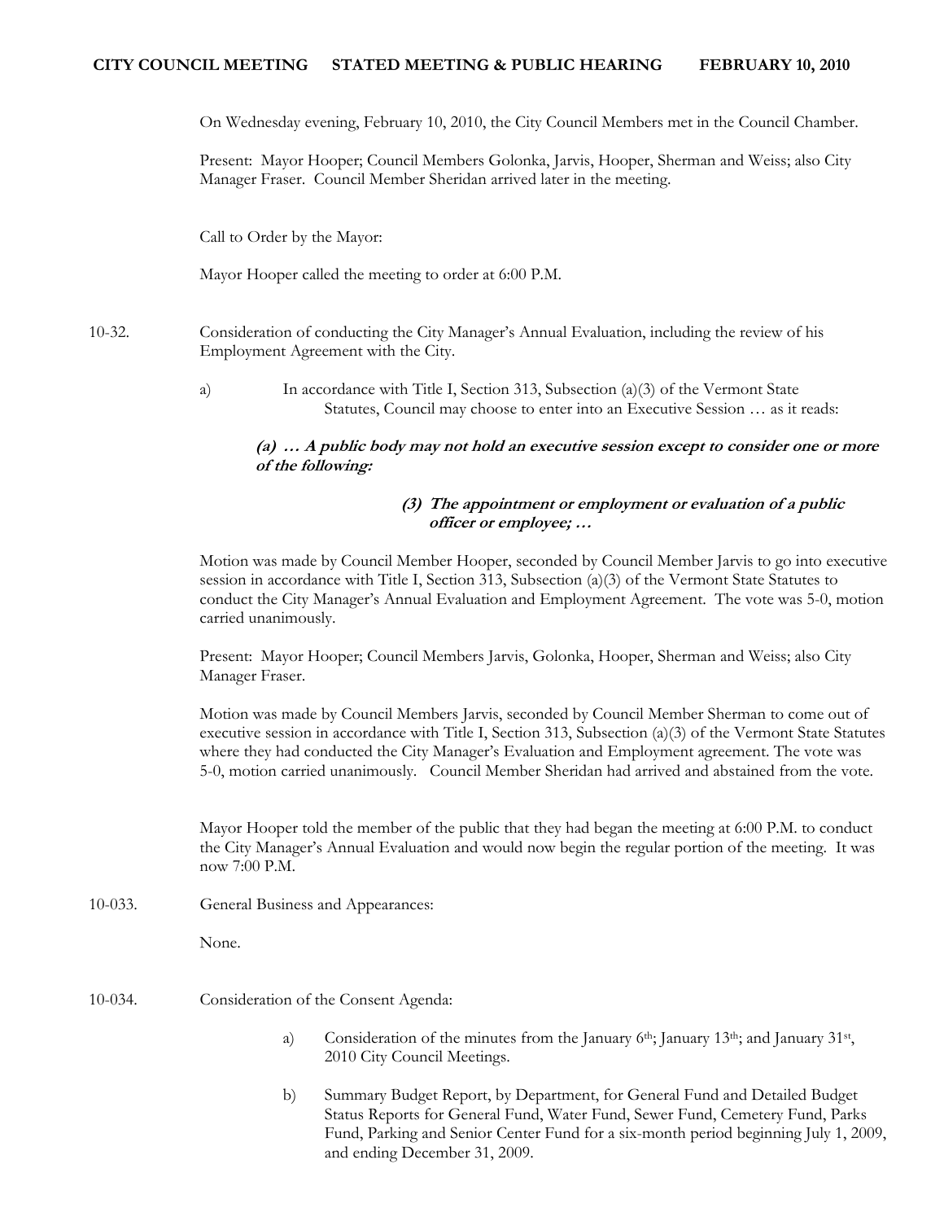**CITY COUNCIL MEETING STATED MEETING & PUBLIC HEARING FEBRUARY 10, 2010**

On Wednesday evening, February 10, 2010, the City Council Members met in the Council Chamber.

Present: Mayor Hooper; Council Members Golonka, Jarvis, Hooper, Sherman and Weiss; also City Manager Fraser. Council Member Sheridan arrived later in the meeting.

Call to Order by the Mayor:

Mayor Hooper called the meeting to order at 6:00 P.M.

10-32. Consideration of conducting the City Manager's Annual Evaluation, including the review of his Employment Agreement with the City.

a) In accordance with Title I, Section 313, Subsection (a)(3) of the Vermont State Statutes, Council may choose to enter into an Executive Session … as it reads:

***(a) … A public body may not hold an executive session except to consider one or more of the following:***

***(3) The appointment or employment or evaluation of a public officer or employee; …***

Motion was made by Council Member Hooper, seconded by Council Member Jarvis to go into executive session in accordance with Title I, Section 313, Subsection (a)(3) of the Vermont State Statutes to conduct the City Manager's Annual Evaluation and Employment Agreement. The vote was 5-0, motion carried unanimously.

Present: Mayor Hooper; Council Members Jarvis, Golonka, Hooper, Sherman and Weiss; also City Manager Fraser.

Motion was made by Council Members Jarvis, seconded by Council Member Sherman to come out of executive session in accordance with Title I, Section 313, Subsection (a)(3) of the Vermont State Statutes where they had conducted the City Manager's Evaluation and Employment agreement. The vote was 5-0, motion carried unanimously. Council Member Sheridan had arrived and abstained from the vote.

Mayor Hooper told the member of the public that they had began the meeting at 6:00 P.M. to conduct the City Manager's Annual Evaluation and would now begin the regular portion of the meeting. It was now 7:00 P.M.

10-033. General Business and Appearances:

None.

10-034. Consideration of the Consent Agenda:

a) Consideration of the minutes from the January 6th; January 13th; and January 31st, 2010 City Council Meetings.

b) Summary Budget Report, by Department, for General Fund and Detailed Budget Status Reports for General Fund, Water Fund, Sewer Fund, Cemetery Fund, Parks Fund, Parking and Senior Center Fund for a six-month period beginning July 1, 2009, and ending December 31, 2009.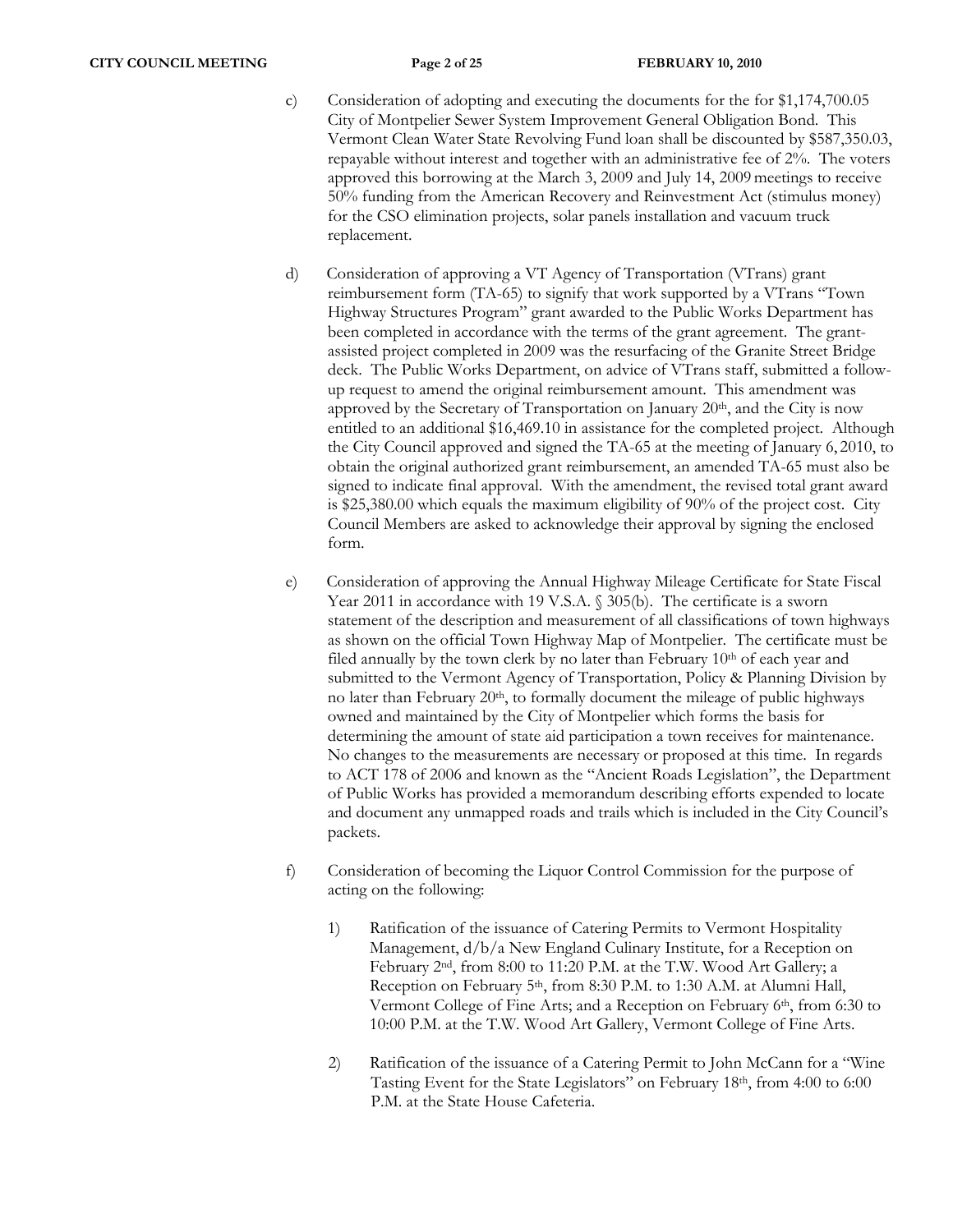c) Consideration of adopting and executing the documents for the for $1,174,700.05 City of Montpelier Sewer System Improvement General Obligation Bond. This Vermont Clean Water State Revolving Fund loan shall be discounted by $587,350.03, repayable without interest and together with an administrative fee of 2%. The voters approved this borrowing at the March 3, 2009 and July 14, 2009 meetings to receive 50% funding from the American Recovery and Reinvestment Act (stimulus money) for the CSO elimination projects, solar panels installation and vacuum truck replacement.

d) Consideration of approving a VT Agency of Transportation (VTrans) grant reimbursement form (TA-65) to signify that work supported by a VTrans "Town Highway Structures Program" grant awarded to the Public Works Department has been completed in accordance with the terms of the grant agreement. The grant-assisted project completed in 2009 was the resurfacing of the Granite Street Bridge deck. The Public Works Department, on advice of VTrans staff, submitted a follow-up request to amend the original reimbursement amount. This amendment was approved by the Secretary of Transportation on January 20th, and the City is now entitled to an additional $16,469.10 in assistance for the completed project. Although the City Council approved and signed the TA-65 at the meeting of January 6, 2010, to obtain the original authorized grant reimbursement, an amended TA-65 must also be signed to indicate final approval. With the amendment, the revised total grant award is $25,380.00 which equals the maximum eligibility of 90% of the project cost. City Council Members are asked to acknowledge their approval by signing the enclosed form.

e) Consideration of approving the Annual Highway Mileage Certificate for State Fiscal Year 2011 in accordance with 19 V.S.A. § 305(b). The certificate is a sworn statement of the description and measurement of all classifications of town highways as shown on the official Town Highway Map of Montpelier. The certificate must be filed annually by the town clerk by no later than February 10th of each year and submitted to the Vermont Agency of Transportation, Policy & Planning Division by no later than February 20th, to formally document the mileage of public highways owned and maintained by the City of Montpelier which forms the basis for determining the amount of state aid participation a town receives for maintenance. No changes to the measurements are necessary or proposed at this time. In regards to ACT 178 of 2006 and known as the "Ancient Roads Legislation", the Department of Public Works has provided a memorandum describing efforts expended to locate and document any unmapped roads and trails which is included in the City Council's packets.

f) Consideration of becoming the Liquor Control Commission for the purpose of acting on the following:

1) Ratification of the issuance of Catering Permits to Vermont Hospitality Management, d/b/a New England Culinary Institute, for a Reception on February 2nd, from 8:00 to 11:20 P.M. at the T.W. Wood Art Gallery; a Reception on February 5th, from 8:30 P.M. to 1:30 A.M. at Alumni Hall, Vermont College of Fine Arts; and a Reception on February 6th, from 6:30 to 10:00 P.M. at the T.W. Wood Art Gallery, Vermont College of Fine Arts.

2) Ratification of the issuance of a Catering Permit to John McCann for a "Wine Tasting Event for the State Legislators" on February 18th, from 4:00 to 6:00 P.M. at the State House Cafeteria.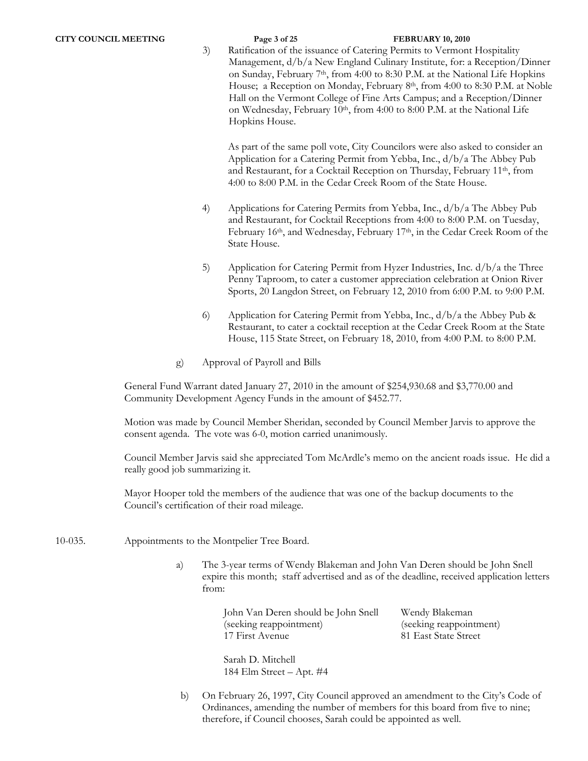3) Ratification of the issuance of Catering Permits to Vermont Hospitality Management, d/b/a New England Culinary Institute, for: a Reception/Dinner on Sunday, February 7th, from 4:00 to 8:30 P.M. at the National Life Hopkins House; a Reception on Monday, February 8th, from 4:00 to 8:30 P.M. at Noble Hall on the Vermont College of Fine Arts Campus; and a Reception/Dinner on Wednesday, February 10th, from 4:00 to 8:00 P.M. at the National Life Hopkins House.

   As part of the same poll vote, City Councilors were also asked to consider an Application for a Catering Permit from Yebba, Inc., d/b/a The Abbey Pub and Restaurant, for a Cocktail Reception on Thursday, February 11th, from 4:00 to 8:00 P.M. in the Cedar Creek Room of the State House.

4) Applications for Catering Permits from Yebba, Inc., d/b/a The Abbey Pub and Restaurant, for Cocktail Receptions from 4:00 to 8:00 P.M. on Tuesday, February 16th, and Wednesday, February 17th, in the Cedar Creek Room of the State House.

5) Application for Catering Permit from Hyzer Industries, Inc. d/b/a the Three Penny Taproom, to cater a customer appreciation celebration at Onion River Sports, 20 Langdon Street, on February 12, 2010 from 6:00 P.M. to 9:00 P.M.

6) Application for Catering Permit from Yebba, Inc., d/b/a the Abbey Pub & Restaurant, to cater a cocktail reception at the Cedar Creek Room at the State House, 115 State Street, on February 18, 2010, from 4:00 P.M. to 8:00 P.M.

g) Approval of Payroll and Bills

General Fund Warrant dated January 27, 2010 in the amount of $254,930.68 and $3,770.00 and Community Development Agency Funds in the amount of $452.77.

Motion was made by Council Member Sheridan, seconded by Council Member Jarvis to approve the consent agenda. The vote was 6-0, motion carried unanimously.

Council Member Jarvis said she appreciated Tom McArdle's memo on the ancient roads issue. He did a really good job summarizing it.

Mayor Hooper told the members of the audience that was one of the backup documents to the Council's certification of their road mileage.

10-035. Appointments to the Montpelier Tree Board.

a) The 3-year terms of Wendy Blakeman and John Van Deren should be John Snell expire this month; staff advertised and as of the deadline, received application letters from:

   John Van Deren should be John Snell
   (seeking reappointment)
   17 First Avenue

   Wendy Blakeman
   (seeking reappointment)
   81 East State Street

   Sarah D. Mitchell
   184 Elm Street – Apt. #4

b) On February 26, 1997, City Council approved an amendment to the City's Code of Ordinances, amending the number of members for this board from five to nine; therefore, if Council chooses, Sarah could be appointed as well.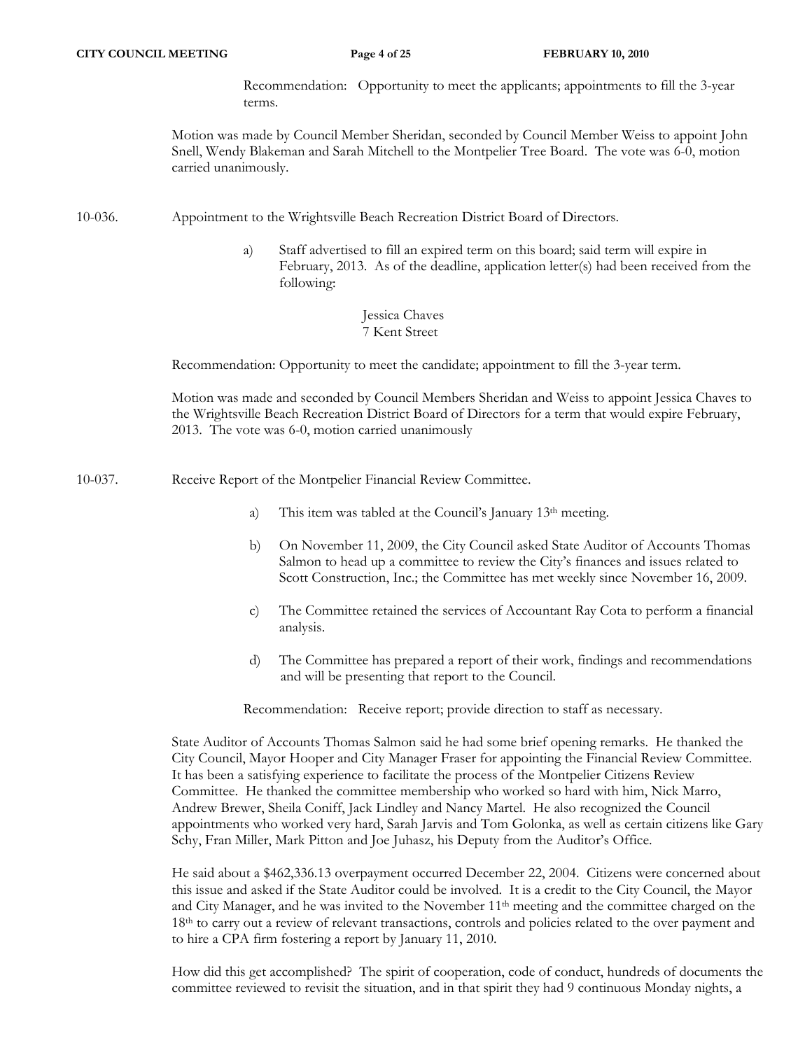Recommendation: Opportunity to meet the applicants; appointments to fill the 3-year terms.

Motion was made by Council Member Sheridan, seconded by Council Member Weiss to appoint John Snell, Wendy Blakeman and Sarah Mitchell to the Montpelier Tree Board. The vote was 6-0, motion carried unanimously.

10-036. Appointment to the Wrightsville Beach Recreation District Board of Directors.

a) Staff advertised to fill an expired term on this board; said term will expire in February, 2013. As of the deadline, application letter(s) had been received from the following:

Jessica Chaves
7 Kent Street

Recommendation: Opportunity to meet the candidate; appointment to fill the 3-year term.

Motion was made and seconded by Council Members Sheridan and Weiss to appoint Jessica Chaves to the Wrightsville Beach Recreation District Board of Directors for a term that would expire February, 2013. The vote was 6-0, motion carried unanimously

10-037. Receive Report of the Montpelier Financial Review Committee.

a) This item was tabled at the Council's January 13th meeting.

b) On November 11, 2009, the City Council asked State Auditor of Accounts Thomas Salmon to head up a committee to review the City's finances and issues related to Scott Construction, Inc.; the Committee has met weekly since November 16, 2009.

c) The Committee retained the services of Accountant Ray Cota to perform a financial analysis.

d) The Committee has prepared a report of their work, findings and recommendations and will be presenting that report to the Council.

Recommendation: Receive report; provide direction to staff as necessary.

State Auditor of Accounts Thomas Salmon said he had some brief opening remarks. He thanked the City Council, Mayor Hooper and City Manager Fraser for appointing the Financial Review Committee. It has been a satisfying experience to facilitate the process of the Montpelier Citizens Review Committee. He thanked the committee membership who worked so hard with him, Nick Marro, Andrew Brewer, Sheila Coniff, Jack Lindley and Nancy Martel. He also recognized the Council appointments who worked very hard, Sarah Jarvis and Tom Golonka, as well as certain citizens like Gary Schy, Fran Miller, Mark Pitton and Joe Juhasz, his Deputy from the Auditor's Office.

He said about a $462,336.13 overpayment occurred December 22, 2004. Citizens were concerned about this issue and asked if the State Auditor could be involved. It is a credit to the City Council, the Mayor and City Manager, and he was invited to the November 11th meeting and the committee charged on the 18th to carry out a review of relevant transactions, controls and policies related to the over payment and to hire a CPA firm fostering a report by January 11, 2010.

How did this get accomplished? The spirit of cooperation, code of conduct, hundreds of documents the committee reviewed to revisit the situation, and in that spirit they had 9 continuous Monday nights, a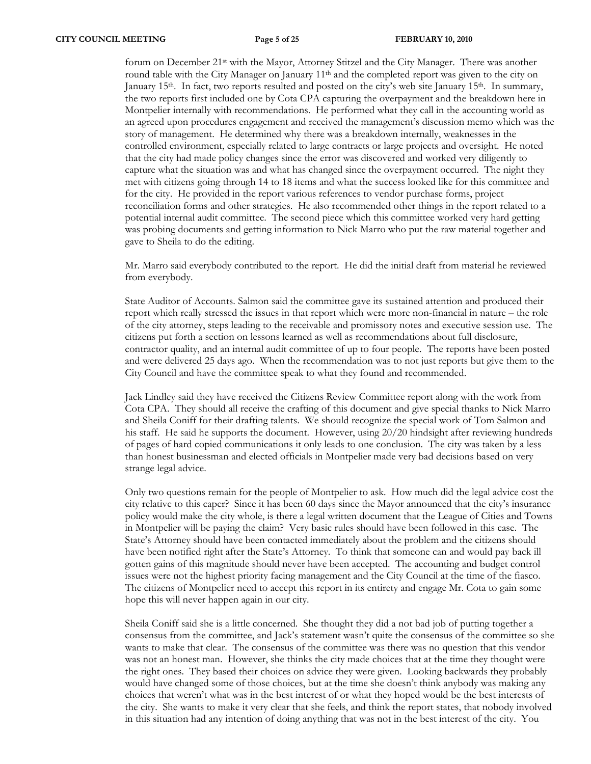forum on December 21st with the Mayor, Attorney Stitzel and the City Manager. There was another round table with the City Manager on January 11th and the completed report was given to the city on January 15th. In fact, two reports resulted and posted on the city's web site January 15th. In summary, the two reports first included one by Cota CPA capturing the overpayment and the breakdown here in Montpelier internally with recommendations. He performed what they call in the accounting world as an agreed upon procedures engagement and received the management's discussion memo which was the story of management. He determined why there was a breakdown internally, weaknesses in the controlled environment, especially related to large contracts or large projects and oversight. He noted that the city had made policy changes since the error was discovered and worked very diligently to capture what the situation was and what has changed since the overpayment occurred. The night they met with citizens going through 14 to 18 items and what the success looked like for this committee and for the city. He provided in the report various references to vendor purchase forms, project reconciliation forms and other strategies. He also recommended other things in the report related to a potential internal audit committee. The second piece which this committee worked very hard getting was probing documents and getting information to Nick Marro who put the raw material together and gave to Sheila to do the editing.

Mr. Marro said everybody contributed to the report. He did the initial draft from material he reviewed from everybody.

State Auditor of Accounts. Salmon said the committee gave its sustained attention and produced their report which really stressed the issues in that report which were more non-financial in nature – the role of the city attorney, steps leading to the receivable and promissory notes and executive session use. The citizens put forth a section on lessons learned as well as recommendations about full disclosure, contractor quality, and an internal audit committee of up to four people. The reports have been posted and were delivered 25 days ago. When the recommendation was to not just reports but give them to the City Council and have the committee speak to what they found and recommended.

Jack Lindley said they have received the Citizens Review Committee report along with the work from Cota CPA. They should all receive the crafting of this document and give special thanks to Nick Marro and Sheila Coniff for their drafting talents. We should recognize the special work of Tom Salmon and his staff. He said he supports the document. However, using 20/20 hindsight after reviewing hundreds of pages of hard copied communications it only leads to one conclusion. The city was taken by a less than honest businessman and elected officials in Montpelier made very bad decisions based on very strange legal advice.

Only two questions remain for the people of Montpelier to ask. How much did the legal advice cost the city relative to this caper? Since it has been 60 days since the Mayor announced that the city's insurance policy would make the city whole, is there a legal written document that the League of Cities and Towns in Montpelier will be paying the claim? Very basic rules should have been followed in this case. The State's Attorney should have been contacted immediately about the problem and the citizens should have been notified right after the State's Attorney. To think that someone can and would pay back ill gotten gains of this magnitude should never have been accepted. The accounting and budget control issues were not the highest priority facing management and the City Council at the time of the fiasco. The citizens of Montpelier need to accept this report in its entirety and engage Mr. Cota to gain some hope this will never happen again in our city.

Sheila Coniff said she is a little concerned. She thought they did a not bad job of putting together a consensus from the committee, and Jack's statement wasn't quite the consensus of the committee so she wants to make that clear. The consensus of the committee was there was no question that this vendor was not an honest man. However, she thinks the city made choices that at the time they thought were the right ones. They based their choices on advice they were given. Looking backwards they probably would have changed some of those choices, but at the time she doesn't think anybody was making any choices that weren't what was in the best interest of or what they hoped would be the best interests of the city. She wants to make it very clear that she feels, and think the report states, that nobody involved in this situation had any intention of doing anything that was not in the best interest of the city. You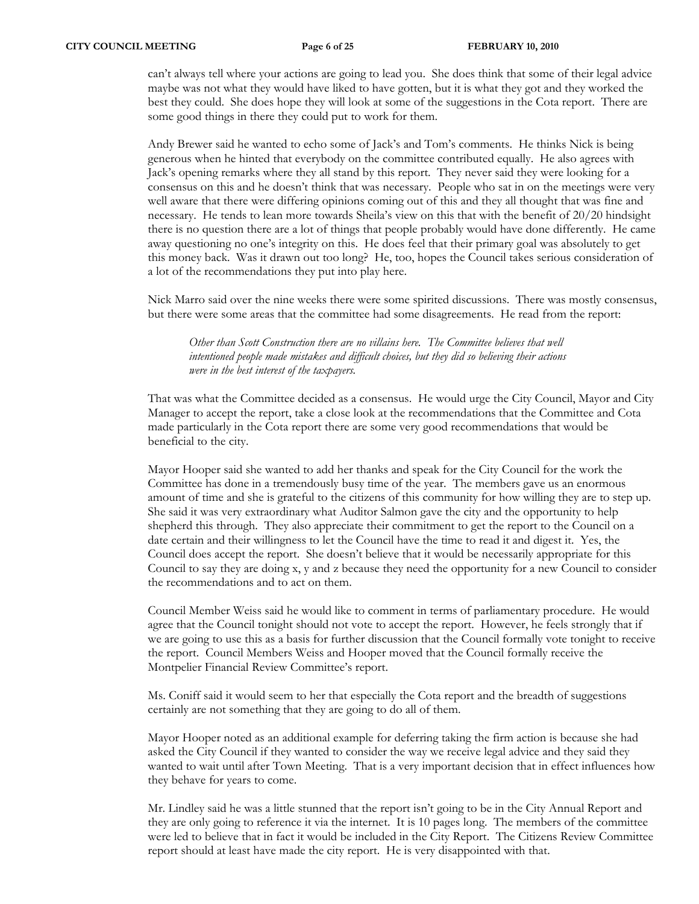can't always tell where your actions are going to lead you. She does think that some of their legal advice maybe was not what they would have liked to have gotten, but it is what they got and they worked the best they could. She does hope they will look at some of the suggestions in the Cota report. There are some good things in there they could put to work for them.

Andy Brewer said he wanted to echo some of Jack's and Tom's comments. He thinks Nick is being generous when he hinted that everybody on the committee contributed equally. He also agrees with Jack's opening remarks where they all stand by this report. They never said they were looking for a consensus on this and he doesn't think that was necessary. People who sat in on the meetings were very well aware that there were differing opinions coming out of this and they all thought that was fine and necessary. He tends to lean more towards Sheila's view on this that with the benefit of 20/20 hindsight there is no question there are a lot of things that people probably would have done differently. He came away questioning no one's integrity on this. He does feel that their primary goal was absolutely to get this money back. Was it drawn out too long? He, too, hopes the Council takes serious consideration of a lot of the recommendations they put into play here.

Nick Marro said over the nine weeks there were some spirited discussions. There was mostly consensus, but there were some areas that the committee had some disagreements. He read from the report:

> *Other than Scott Construction there are no villains here. The Committee believes that well intentioned people made mistakes and difficult choices, but they did so believing their actions were in the best interest of the taxpayers.*

That was what the Committee decided as a consensus. He would urge the City Council, Mayor and City Manager to accept the report, take a close look at the recommendations that the Committee and Cota made particularly in the Cota report there are some very good recommendations that would be beneficial to the city.

Mayor Hooper said she wanted to add her thanks and speak for the City Council for the work the Committee has done in a tremendously busy time of the year. The members gave us an enormous amount of time and she is grateful to the citizens of this community for how willing they are to step up. She said it was very extraordinary what Auditor Salmon gave the city and the opportunity to help shepherd this through. They also appreciate their commitment to get the report to the Council on a date certain and their willingness to let the Council have the time to read it and digest it. Yes, the Council does accept the report. She doesn't believe that it would be necessarily appropriate for this Council to say they are doing x, y and z because they need the opportunity for a new Council to consider the recommendations and to act on them.

Council Member Weiss said he would like to comment in terms of parliamentary procedure. He would agree that the Council tonight should not vote to accept the report. However, he feels strongly that if we are going to use this as a basis for further discussion that the Council formally vote tonight to receive the report. Council Members Weiss and Hooper moved that the Council formally receive the Montpelier Financial Review Committee's report.

Ms. Coniff said it would seem to her that especially the Cota report and the breadth of suggestions certainly are not something that they are going to do all of them.

Mayor Hooper noted as an additional example for deferring taking the firm action is because she had asked the City Council if they wanted to consider the way we receive legal advice and they said they wanted to wait until after Town Meeting. That is a very important decision that in effect influences how they behave for years to come.

Mr. Lindley said he was a little stunned that the report isn't going to be in the City Annual Report and they are only going to reference it via the internet. It is 10 pages long. The members of the committee were led to believe that in fact it would be included in the City Report. The Citizens Review Committee report should at least have made the city report. He is very disappointed with that.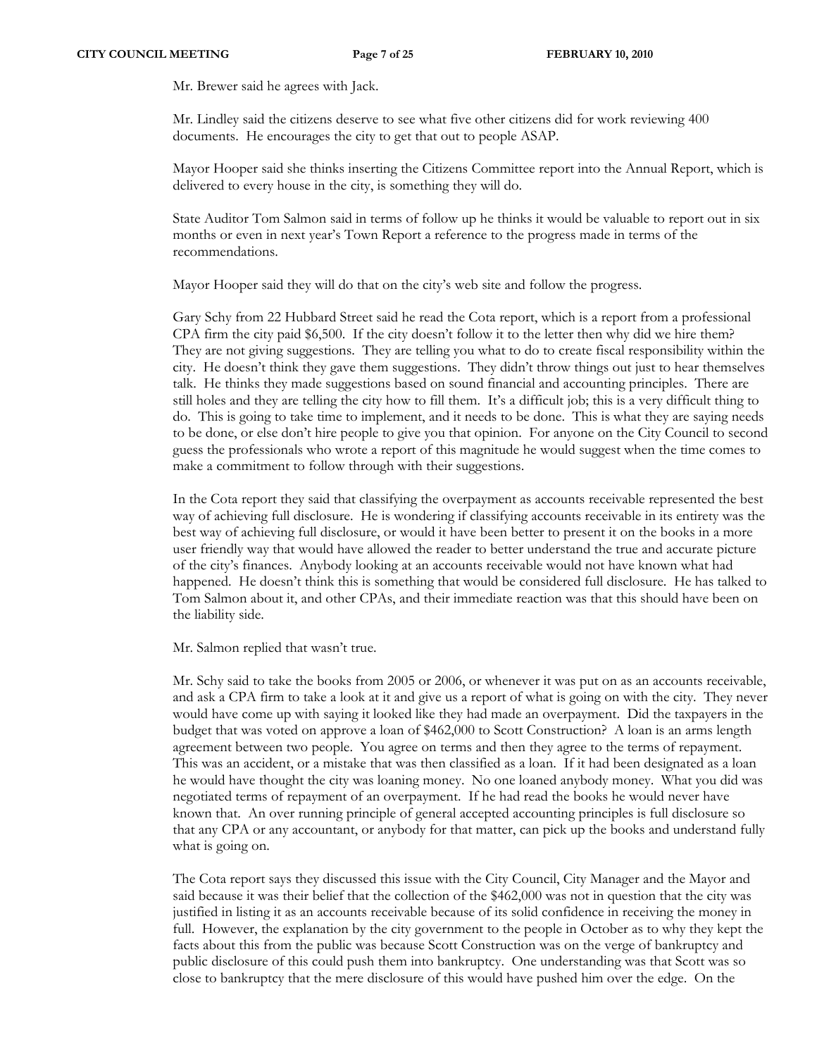Mr. Brewer said he agrees with Jack.

Mr. Lindley said the citizens deserve to see what five other citizens did for work reviewing 400 documents. He encourages the city to get that out to people ASAP.

Mayor Hooper said she thinks inserting the Citizens Committee report into the Annual Report, which is delivered to every house in the city, is something they will do.

State Auditor Tom Salmon said in terms of follow up he thinks it would be valuable to report out in six months or even in next year's Town Report a reference to the progress made in terms of the recommendations.

Mayor Hooper said they will do that on the city's web site and follow the progress.

Gary Schy from 22 Hubbard Street said he read the Cota report, which is a report from a professional CPA firm the city paid $6,500. If the city doesn't follow it to the letter then why did we hire them? They are not giving suggestions. They are telling you what to do to create fiscal responsibility within the city. He doesn't think they gave them suggestions. They didn't throw things out just to hear themselves talk. He thinks they made suggestions based on sound financial and accounting principles. There are still holes and they are telling the city how to fill them. It's a difficult job; this is a very difficult thing to do. This is going to take time to implement, and it needs to be done. This is what they are saying needs to be done, or else don't hire people to give you that opinion. For anyone on the City Council to second guess the professionals who wrote a report of this magnitude he would suggest when the time comes to make a commitment to follow through with their suggestions.

In the Cota report they said that classifying the overpayment as accounts receivable represented the best way of achieving full disclosure. He is wondering if classifying accounts receivable in its entirety was the best way of achieving full disclosure, or would it have been better to present it on the books in a more user friendly way that would have allowed the reader to better understand the true and accurate picture of the city's finances. Anybody looking at an accounts receivable would not have known what had happened. He doesn't think this is something that would be considered full disclosure. He has talked to Tom Salmon about it, and other CPAs, and their immediate reaction was that this should have been on the liability side.

Mr. Salmon replied that wasn't true.

Mr. Schy said to take the books from 2005 or 2006, or whenever it was put on as an accounts receivable, and ask a CPA firm to take a look at it and give us a report of what is going on with the city. They never would have come up with saying it looked like they had made an overpayment. Did the taxpayers in the budget that was voted on approve a loan of $462,000 to Scott Construction? A loan is an arms length agreement between two people. You agree on terms and then they agree to the terms of repayment. This was an accident, or a mistake that was then classified as a loan. If it had been designated as a loan he would have thought the city was loaning money. No one loaned anybody money. What you did was negotiated terms of repayment of an overpayment. If he had read the books he would never have known that. An over running principle of general accepted accounting principles is full disclosure so that any CPA or any accountant, or anybody for that matter, can pick up the books and understand fully what is going on.

The Cota report says they discussed this issue with the City Council, City Manager and the Mayor and said because it was their belief that the collection of the $462,000 was not in question that the city was justified in listing it as an accounts receivable because of its solid confidence in receiving the money in full. However, the explanation by the city government to the people in October as to why they kept the facts about this from the public was because Scott Construction was on the verge of bankruptcy and public disclosure of this could push them into bankruptcy. One understanding was that Scott was so close to bankruptcy that the mere disclosure of this would have pushed him over the edge. On the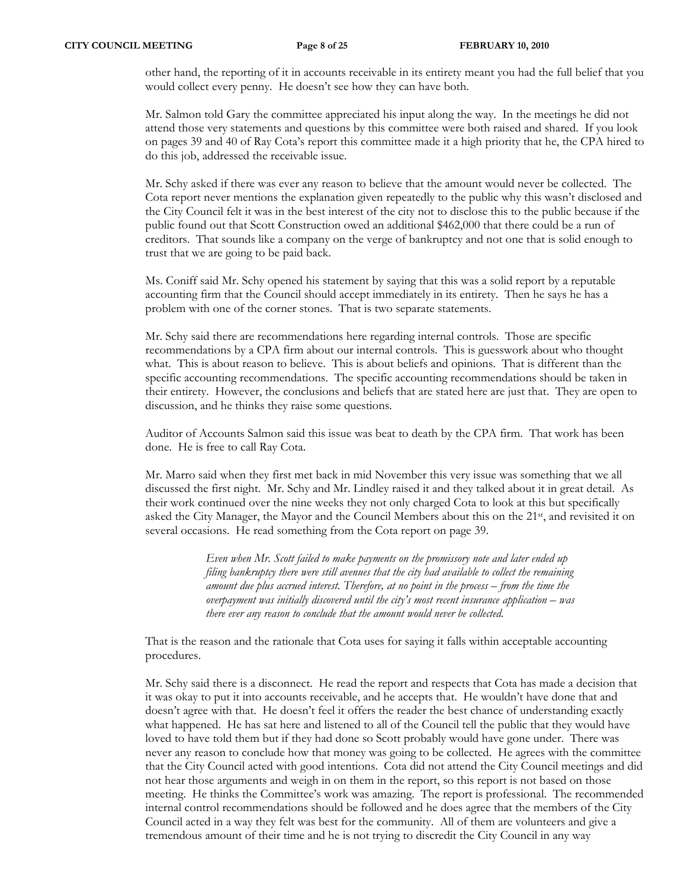other hand, the reporting of it in accounts receivable in its entirety meant you had the full belief that you would collect every penny. He doesn't see how they can have both.

Mr. Salmon told Gary the committee appreciated his input along the way. In the meetings he did not attend those very statements and questions by this committee were both raised and shared. If you look on pages 39 and 40 of Ray Cota's report this committee made it a high priority that he, the CPA hired to do this job, addressed the receivable issue.

Mr. Schy asked if there was ever any reason to believe that the amount would never be collected. The Cota report never mentions the explanation given repeatedly to the public why this wasn't disclosed and the City Council felt it was in the best interest of the city not to disclose this to the public because if the public found out that Scott Construction owed an additional $462,000 that there could be a run of creditors. That sounds like a company on the verge of bankruptcy and not one that is solid enough to trust that we are going to be paid back.

Ms. Coniff said Mr. Schy opened his statement by saying that this was a solid report by a reputable accounting firm that the Council should accept immediately in its entirety. Then he says he has a problem with one of the corner stones. That is two separate statements.

Mr. Schy said there are recommendations here regarding internal controls. Those are specific recommendations by a CPA firm about our internal controls. This is guesswork about who thought what. This is about reason to believe. This is about beliefs and opinions. That is different than the specific accounting recommendations. The specific accounting recommendations should be taken in their entirety. However, the conclusions and beliefs that are stated here are just that. They are open to discussion, and he thinks they raise some questions.

Auditor of Accounts Salmon said this issue was beat to death by the CPA firm. That work has been done. He is free to call Ray Cota.

Mr. Marro said when they first met back in mid November this very issue was something that we all discussed the first night. Mr. Schy and Mr. Lindley raised it and they talked about it in great detail. As their work continued over the nine weeks they not only charged Cota to look at this but specifically asked the City Manager, the Mayor and the Council Members about this on the 21st, and revisited it on several occasions. He read something from the Cota report on page 39.

> *Even when Mr. Scott failed to make payments on the promissory note and later ended up filing bankruptcy there were still avenues that the city had available to collect the remaining amount due plus accrued interest. Therefore, at no point in the process – from the time the overpayment was initially discovered until the city's most recent insurance application – was there ever any reason to conclude that the amount would never be collected.*

That is the reason and the rationale that Cota uses for saying it falls within acceptable accounting procedures.

Mr. Schy said there is a disconnect. He read the report and respects that Cota has made a decision that it was okay to put it into accounts receivable, and he accepts that. He wouldn't have done that and doesn't agree with that. He doesn't feel it offers the reader the best chance of understanding exactly what happened. He has sat here and listened to all of the Council tell the public that they would have loved to have told them but if they had done so Scott probably would have gone under. There was never any reason to conclude how that money was going to be collected. He agrees with the committee that the City Council acted with good intentions. Cota did not attend the City Council meetings and did not hear those arguments and weigh in on them in the report, so this report is not based on those meeting. He thinks the Committee's work was amazing. The report is professional. The recommended internal control recommendations should be followed and he does agree that the members of the City Council acted in a way they felt was best for the community. All of them are volunteers and give a tremendous amount of their time and he is not trying to discredit the City Council in any way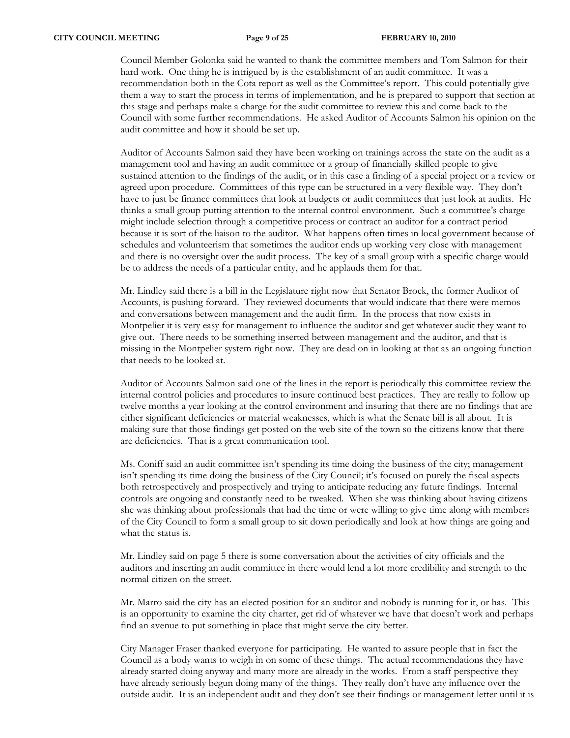Council Member Golonka said he wanted to thank the committee members and Tom Salmon for their hard work. One thing he is intrigued by is the establishment of an audit committee. It was a recommendation both in the Cota report as well as the Committee's report. This could potentially give them a way to start the process in terms of implementation, and he is prepared to support that section at this stage and perhaps make a charge for the audit committee to review this and come back to the Council with some further recommendations. He asked Auditor of Accounts Salmon his opinion on the audit committee and how it should be set up.

Auditor of Accounts Salmon said they have been working on trainings across the state on the audit as a management tool and having an audit committee or a group of financially skilled people to give sustained attention to the findings of the audit, or in this case a finding of a special project or a review or agreed upon procedure. Committees of this type can be structured in a very flexible way. They don't have to just be finance committees that look at budgets or audit committees that just look at audits. He thinks a small group putting attention to the internal control environment. Such a committee's charge might include selection through a competitive process or contract an auditor for a contract period because it is sort of the liaison to the auditor. What happens often times in local government because of schedules and volunteerism that sometimes the auditor ends up working very close with management and there is no oversight over the audit process. The key of a small group with a specific charge would be to address the needs of a particular entity, and he applauds them for that.

Mr. Lindley said there is a bill in the Legislature right now that Senator Brock, the former Auditor of Accounts, is pushing forward. They reviewed documents that would indicate that there were memos and conversations between management and the audit firm. In the process that now exists in Montpelier it is very easy for management to influence the auditor and get whatever audit they want to give out. There needs to be something inserted between management and the auditor, and that is missing in the Montpelier system right now. They are dead on in looking at that as an ongoing function that needs to be looked at.

Auditor of Accounts Salmon said one of the lines in the report is periodically this committee review the internal control policies and procedures to insure continued best practices. They are really to follow up twelve months a year looking at the control environment and insuring that there are no findings that are either significant deficiencies or material weaknesses, which is what the Senate bill is all about. It is making sure that those findings get posted on the web site of the town so the citizens know that there are deficiencies. That is a great communication tool.

Ms. Coniff said an audit committee isn't spending its time doing the business of the city; management isn't spending its time doing the business of the City Council; it's focused on purely the fiscal aspects both retrospectively and prospectively and trying to anticipate reducing any future findings. Internal controls are ongoing and constantly need to be tweaked. When she was thinking about having citizens she was thinking about professionals that had the time or were willing to give time along with members of the City Council to form a small group to sit down periodically and look at how things are going and what the status is.

Mr. Lindley said on page 5 there is some conversation about the activities of city officials and the auditors and inserting an audit committee in there would lend a lot more credibility and strength to the normal citizen on the street.

Mr. Marro said the city has an elected position for an auditor and nobody is running for it, or has. This is an opportunity to examine the city charter, get rid of whatever we have that doesn't work and perhaps find an avenue to put something in place that might serve the city better.

City Manager Fraser thanked everyone for participating. He wanted to assure people that in fact the Council as a body wants to weigh in on some of these things. The actual recommendations they have already started doing anyway and many more are already in the works. From a staff perspective they have already seriously begun doing many of the things. They really don't have any influence over the outside audit. It is an independent audit and they don't see their findings or management letter until it is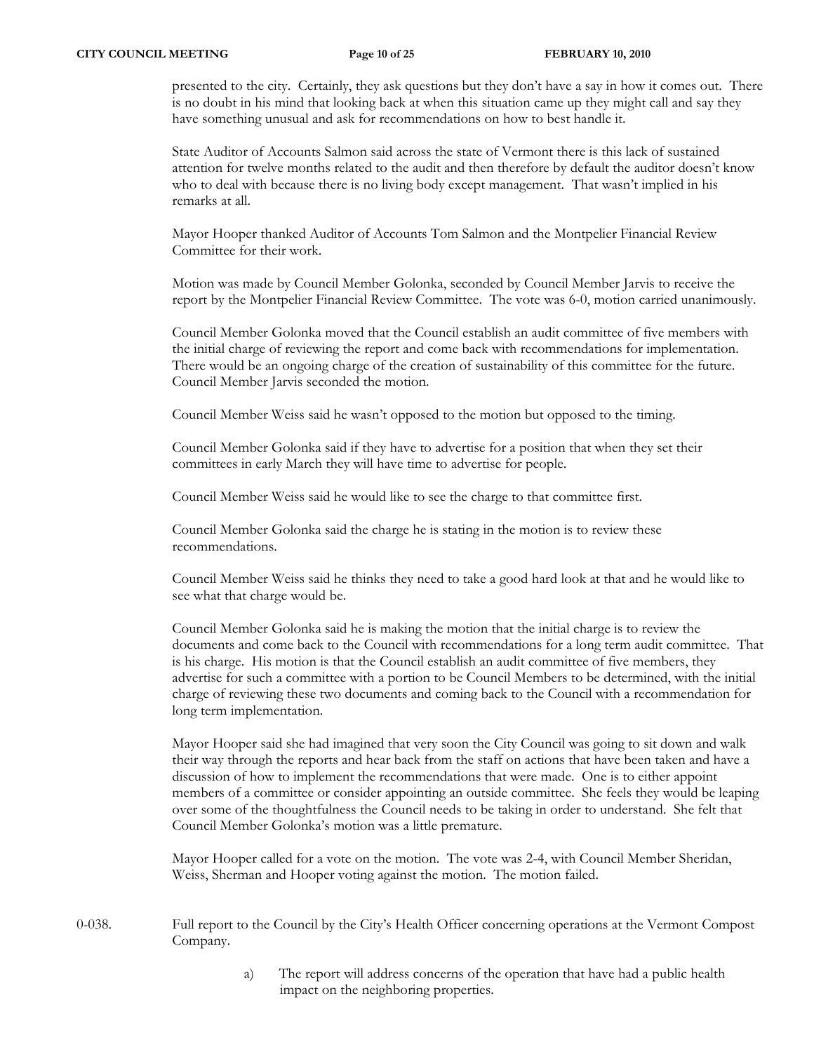presented to the city. Certainly, they ask questions but they don't have a say in how it comes out. There is no doubt in his mind that looking back at when this situation came up they might call and say they have something unusual and ask for recommendations on how to best handle it.

State Auditor of Accounts Salmon said across the state of Vermont there is this lack of sustained attention for twelve months related to the audit and then therefore by default the auditor doesn't know who to deal with because there is no living body except management. That wasn't implied in his remarks at all.

Mayor Hooper thanked Auditor of Accounts Tom Salmon and the Montpelier Financial Review Committee for their work.

Motion was made by Council Member Golonka, seconded by Council Member Jarvis to receive the report by the Montpelier Financial Review Committee. The vote was 6-0, motion carried unanimously.

Council Member Golonka moved that the Council establish an audit committee of five members with the initial charge of reviewing the report and come back with recommendations for implementation. There would be an ongoing charge of the creation of sustainability of this committee for the future. Council Member Jarvis seconded the motion.

Council Member Weiss said he wasn't opposed to the motion but opposed to the timing.

Council Member Golonka said if they have to advertise for a position that when they set their committees in early March they will have time to advertise for people.

Council Member Weiss said he would like to see the charge to that committee first.

Council Member Golonka said the charge he is stating in the motion is to review these recommendations.

Council Member Weiss said he thinks they need to take a good hard look at that and he would like to see what that charge would be.

Council Member Golonka said he is making the motion that the initial charge is to review the documents and come back to the Council with recommendations for a long term audit committee. That is his charge. His motion is that the Council establish an audit committee of five members, they advertise for such a committee with a portion to be Council Members to be determined, with the initial charge of reviewing these two documents and coming back to the Council with a recommendation for long term implementation.

Mayor Hooper said she had imagined that very soon the City Council was going to sit down and walk their way through the reports and hear back from the staff on actions that have been taken and have a discussion of how to implement the recommendations that were made. One is to either appoint members of a committee or consider appointing an outside committee. She feels they would be leaping over some of the thoughtfulness the Council needs to be taking in order to understand. She felt that Council Member Golonka's motion was a little premature.

Mayor Hooper called for a vote on the motion. The vote was 2-4, with Council Member Sheridan, Weiss, Sherman and Hooper voting against the motion. The motion failed.

0-038. Full report to the Council by the City's Health Officer concerning operations at the Vermont Compost Company.

a) The report will address concerns of the operation that have had a public health impact on the neighboring properties.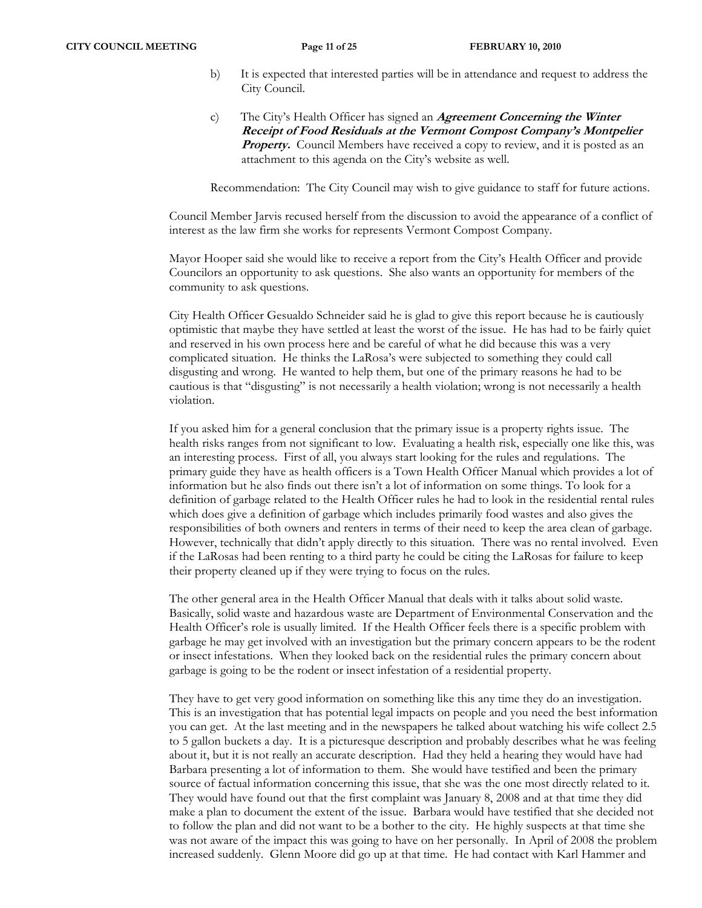b) It is expected that interested parties will be in attendance and request to address the City Council.

c) The City's Health Officer has signed an ***Agreement Concerning the Winter Receipt of Food Residuals at the Vermont Compost Company's Montpelier Property.*** Council Members have received a copy to review, and it is posted as an attachment to this agenda on the City's website as well.

Recommendation: The City Council may wish to give guidance to staff for future actions.

Council Member Jarvis recused herself from the discussion to avoid the appearance of a conflict of interest as the law firm she works for represents Vermont Compost Company.

Mayor Hooper said she would like to receive a report from the City's Health Officer and provide Councilors an opportunity to ask questions. She also wants an opportunity for members of the community to ask questions.

City Health Officer Gesualdo Schneider said he is glad to give this report because he is cautiously optimistic that maybe they have settled at least the worst of the issue. He has had to be fairly quiet and reserved in his own process here and be careful of what he did because this was a very complicated situation. He thinks the LaRosa's were subjected to something they could call disgusting and wrong. He wanted to help them, but one of the primary reasons he had to be cautious is that "disgusting" is not necessarily a health violation; wrong is not necessarily a health violation.

If you asked him for a general conclusion that the primary issue is a property rights issue. The health risks ranges from not significant to low. Evaluating a health risk, especially one like this, was an interesting process. First of all, you always start looking for the rules and regulations. The primary guide they have as health officers is a Town Health Officer Manual which provides a lot of information but he also finds out there isn't a lot of information on some things. To look for a definition of garbage related to the Health Officer rules he had to look in the residential rental rules which does give a definition of garbage which includes primarily food wastes and also gives the responsibilities of both owners and renters in terms of their need to keep the area clean of garbage. However, technically that didn't apply directly to this situation. There was no rental involved. Even if the LaRosas had been renting to a third party he could be citing the LaRosas for failure to keep their property cleaned up if they were trying to focus on the rules.

The other general area in the Health Officer Manual that deals with it talks about solid waste. Basically, solid waste and hazardous waste are Department of Environmental Conservation and the Health Officer's role is usually limited. If the Health Officer feels there is a specific problem with garbage he may get involved with an investigation but the primary concern appears to be the rodent or insect infestations. When they looked back on the residential rules the primary concern about garbage is going to be the rodent or insect infestation of a residential property.

They have to get very good information on something like this any time they do an investigation. This is an investigation that has potential legal impacts on people and you need the best information you can get. At the last meeting and in the newspapers he talked about watching his wife collect 2.5 to 5 gallon buckets a day. It is a picturesque description and probably describes what he was feeling about it, but it is not really an accurate description. Had they held a hearing they would have had Barbara presenting a lot of information to them. She would have testified and been the primary source of factual information concerning this issue, that she was the one most directly related to it. They would have found out that the first complaint was January 8, 2008 and at that time they did make a plan to document the extent of the issue. Barbara would have testified that she decided not to follow the plan and did not want to be a bother to the city. He highly suspects at that time she was not aware of the impact this was going to have on her personally. In April of 2008 the problem increased suddenly. Glenn Moore did go up at that time. He had contact with Karl Hammer and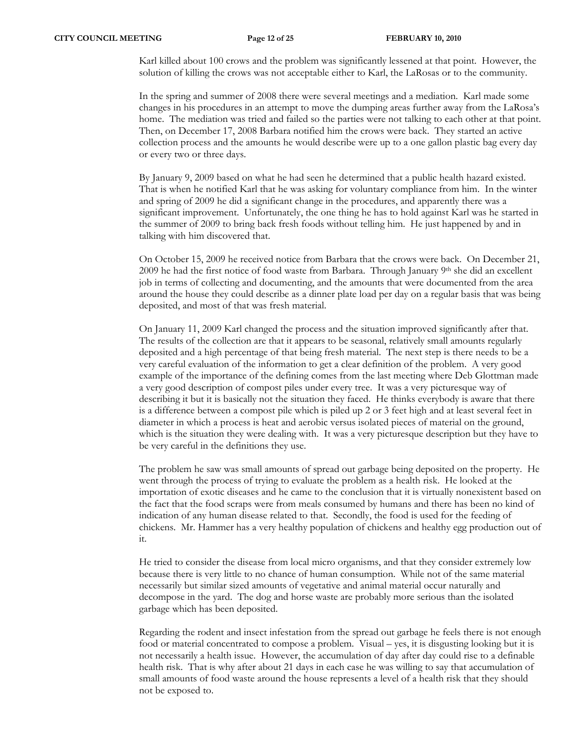Karl killed about 100 crows and the problem was significantly lessened at that point. However, the solution of killing the crows was not acceptable either to Karl, the LaRosas or to the community.

In the spring and summer of 2008 there were several meetings and a mediation. Karl made some changes in his procedures in an attempt to move the dumping areas further away from the LaRosa's home. The mediation was tried and failed so the parties were not talking to each other at that point. Then, on December 17, 2008 Barbara notified him the crows were back. They started an active collection process and the amounts he would describe were up to a one gallon plastic bag every day or every two or three days.

By January 9, 2009 based on what he had seen he determined that a public health hazard existed. That is when he notified Karl that he was asking for voluntary compliance from him. In the winter and spring of 2009 he did a significant change in the procedures, and apparently there was a significant improvement. Unfortunately, the one thing he has to hold against Karl was he started in the summer of 2009 to bring back fresh foods without telling him. He just happened by and in talking with him discovered that.

On October 15, 2009 he received notice from Barbara that the crows were back. On December 21, 2009 he had the first notice of food waste from Barbara. Through January 9th she did an excellent job in terms of collecting and documenting, and the amounts that were documented from the area around the house they could describe as a dinner plate load per day on a regular basis that was being deposited, and most of that was fresh material.

On January 11, 2009 Karl changed the process and the situation improved significantly after that. The results of the collection are that it appears to be seasonal, relatively small amounts regularly deposited and a high percentage of that being fresh material. The next step is there needs to be a very careful evaluation of the information to get a clear definition of the problem. A very good example of the importance of the defining comes from the last meeting where Deb Glottman made a very good description of compost piles under every tree. It was a very picturesque way of describing it but it is basically not the situation they faced. He thinks everybody is aware that there is a difference between a compost pile which is piled up 2 or 3 feet high and at least several feet in diameter in which a process is heat and aerobic versus isolated pieces of material on the ground, which is the situation they were dealing with. It was a very picturesque description but they have to be very careful in the definitions they use.

The problem he saw was small amounts of spread out garbage being deposited on the property. He went through the process of trying to evaluate the problem as a health risk. He looked at the importation of exotic diseases and he came to the conclusion that it is virtually nonexistent based on the fact that the food scraps were from meals consumed by humans and there has been no kind of indication of any human disease related to that. Secondly, the food is used for the feeding of chickens. Mr. Hammer has a very healthy population of chickens and healthy egg production out of it.

He tried to consider the disease from local micro organisms, and that they consider extremely low because there is very little to no chance of human consumption. While not of the same material necessarily but similar sized amounts of vegetative and animal material occur naturally and decompose in the yard. The dog and horse waste are probably more serious than the isolated garbage which has been deposited.

Regarding the rodent and insect infestation from the spread out garbage he feels there is not enough food or material concentrated to compose a problem. Visual – yes, it is disgusting looking but it is not necessarily a health issue. However, the accumulation of day after day could rise to a definable health risk. That is why after about 21 days in each case he was willing to say that accumulation of small amounts of food waste around the house represents a level of a health risk that they should not be exposed to.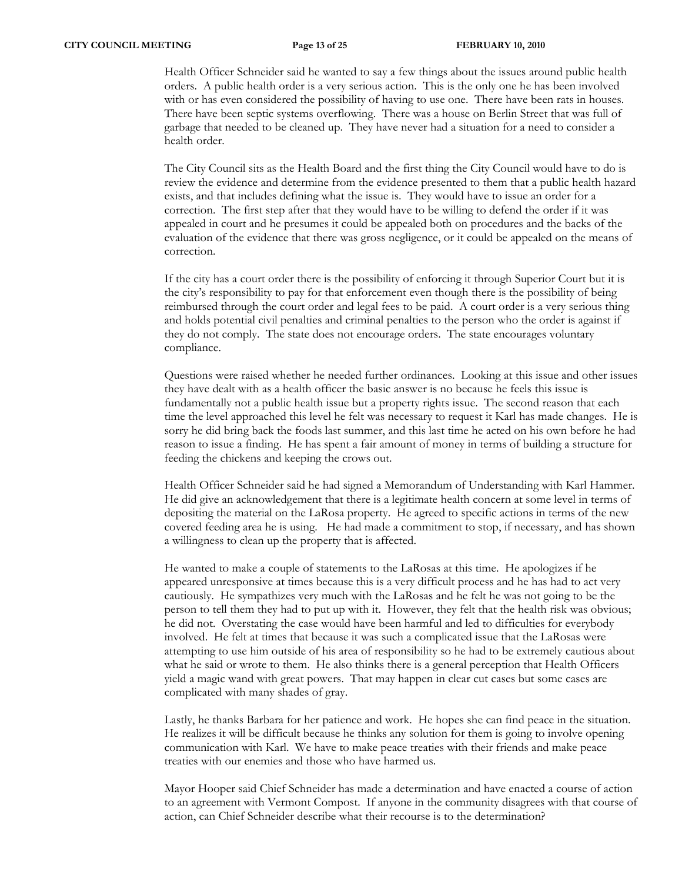Health Officer Schneider said he wanted to say a few things about the issues around public health orders. A public health order is a very serious action. This is the only one he has been involved with or has even considered the possibility of having to use one. There have been rats in houses. There have been septic systems overflowing. There was a house on Berlin Street that was full of garbage that needed to be cleaned up. They have never had a situation for a need to consider a health order.

The City Council sits as the Health Board and the first thing the City Council would have to do is review the evidence and determine from the evidence presented to them that a public health hazard exists, and that includes defining what the issue is. They would have to issue an order for a correction. The first step after that they would have to be willing to defend the order if it was appealed in court and he presumes it could be appealed both on procedures and the backs of the evaluation of the evidence that there was gross negligence, or it could be appealed on the means of correction.

If the city has a court order there is the possibility of enforcing it through Superior Court but it is the city's responsibility to pay for that enforcement even though there is the possibility of being reimbursed through the court order and legal fees to be paid. A court order is a very serious thing and holds potential civil penalties and criminal penalties to the person who the order is against if they do not comply. The state does not encourage orders. The state encourages voluntary compliance.

Questions were raised whether he needed further ordinances. Looking at this issue and other issues they have dealt with as a health officer the basic answer is no because he feels this issue is fundamentally not a public health issue but a property rights issue. The second reason that each time the level approached this level he felt was necessary to request it Karl has made changes. He is sorry he did bring back the foods last summer, and this last time he acted on his own before he had reason to issue a finding. He has spent a fair amount of money in terms of building a structure for feeding the chickens and keeping the crows out.

Health Officer Schneider said he had signed a Memorandum of Understanding with Karl Hammer. He did give an acknowledgement that there is a legitimate health concern at some level in terms of depositing the material on the LaRosa property. He agreed to specific actions in terms of the new covered feeding area he is using. He had made a commitment to stop, if necessary, and has shown a willingness to clean up the property that is affected.

He wanted to make a couple of statements to the LaRosas at this time. He apologizes if he appeared unresponsive at times because this is a very difficult process and he has had to act very cautiously. He sympathizes very much with the LaRosas and he felt he was not going to be the person to tell them they had to put up with it. However, they felt that the health risk was obvious; he did not. Overstating the case would have been harmful and led to difficulties for everybody involved. He felt at times that because it was such a complicated issue that the LaRosas were attempting to use him outside of his area of responsibility so he had to be extremely cautious about what he said or wrote to them. He also thinks there is a general perception that Health Officers yield a magic wand with great powers. That may happen in clear cut cases but some cases are complicated with many shades of gray.

Lastly, he thanks Barbara for her patience and work. He hopes she can find peace in the situation. He realizes it will be difficult because he thinks any solution for them is going to involve opening communication with Karl. We have to make peace treaties with their friends and make peace treaties with our enemies and those who have harmed us.

Mayor Hooper said Chief Schneider has made a determination and have enacted a course of action to an agreement with Vermont Compost. If anyone in the community disagrees with that course of action, can Chief Schneider describe what their recourse is to the determination?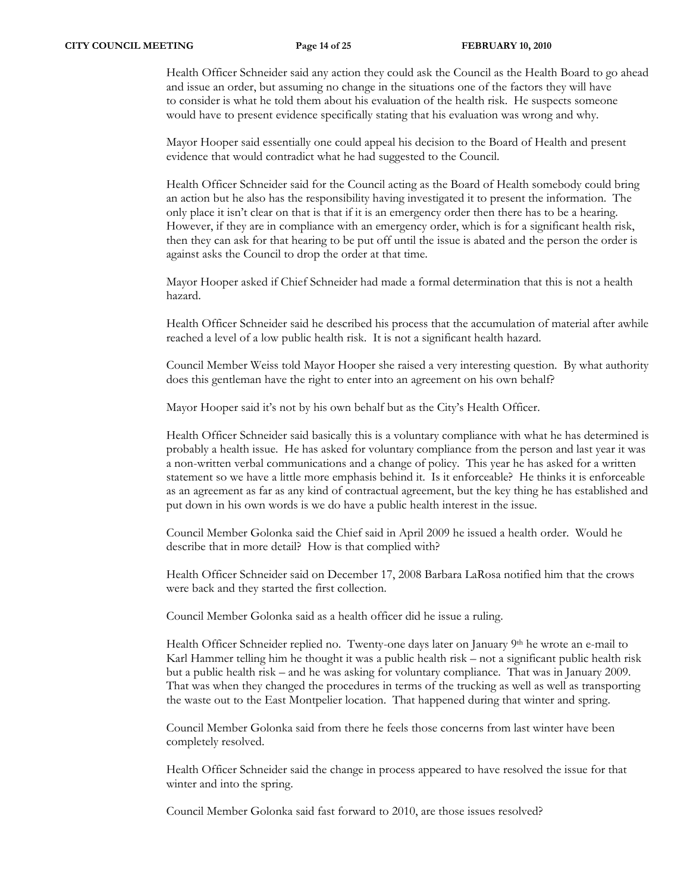Health Officer Schneider said any action they could ask the Council as the Health Board to go ahead and issue an order, but assuming no change in the situations one of the factors they will have to consider is what he told them about his evaluation of the health risk. He suspects someone would have to present evidence specifically stating that his evaluation was wrong and why.

Mayor Hooper said essentially one could appeal his decision to the Board of Health and present evidence that would contradict what he had suggested to the Council.

Health Officer Schneider said for the Council acting as the Board of Health somebody could bring an action but he also has the responsibility having investigated it to present the information. The only place it isn't clear on that is that if it is an emergency order then there has to be a hearing. However, if they are in compliance with an emergency order, which is for a significant health risk, then they can ask for that hearing to be put off until the issue is abated and the person the order is against asks the Council to drop the order at that time.

Mayor Hooper asked if Chief Schneider had made a formal determination that this is not a health hazard.

Health Officer Schneider said he described his process that the accumulation of material after awhile reached a level of a low public health risk. It is not a significant health hazard.

Council Member Weiss told Mayor Hooper she raised a very interesting question. By what authority does this gentleman have the right to enter into an agreement on his own behalf?

Mayor Hooper said it's not by his own behalf but as the City's Health Officer.

Health Officer Schneider said basically this is a voluntary compliance with what he has determined is probably a health issue. He has asked for voluntary compliance from the person and last year it was a non-written verbal communications and a change of policy. This year he has asked for a written statement so we have a little more emphasis behind it. Is it enforceable? He thinks it is enforceable as an agreement as far as any kind of contractual agreement, but the key thing he has established and put down in his own words is we do have a public health interest in the issue.

Council Member Golonka said the Chief said in April 2009 he issued a health order. Would he describe that in more detail? How is that complied with?

Health Officer Schneider said on December 17, 2008 Barbara LaRosa notified him that the crows were back and they started the first collection.

Council Member Golonka said as a health officer did he issue a ruling.

Health Officer Schneider replied no. Twenty-one days later on January 9th he wrote an e-mail to Karl Hammer telling him he thought it was a public health risk – not a significant public health risk but a public health risk – and he was asking for voluntary compliance. That was in January 2009. That was when they changed the procedures in terms of the trucking as well as well as transporting the waste out to the East Montpelier location. That happened during that winter and spring.

Council Member Golonka said from there he feels those concerns from last winter have been completely resolved.

Health Officer Schneider said the change in process appeared to have resolved the issue for that winter and into the spring.

Council Member Golonka said fast forward to 2010, are those issues resolved?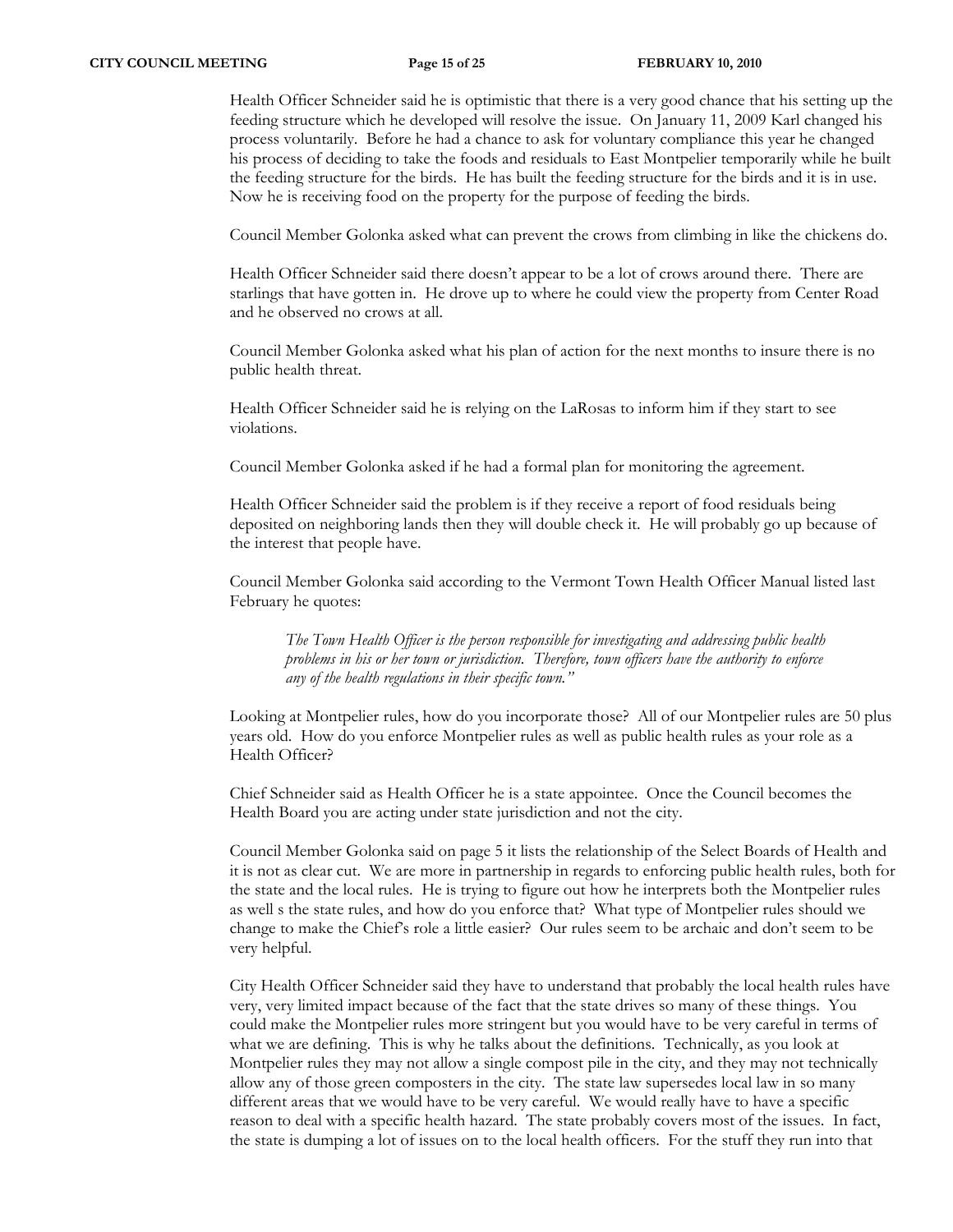Health Officer Schneider said he is optimistic that there is a very good chance that his setting up the feeding structure which he developed will resolve the issue. On January 11, 2009 Karl changed his process voluntarily. Before he had a chance to ask for voluntary compliance this year he changed his process of deciding to take the foods and residuals to East Montpelier temporarily while he built the feeding structure for the birds. He has built the feeding structure for the birds and it is in use. Now he is receiving food on the property for the purpose of feeding the birds.

Council Member Golonka asked what can prevent the crows from climbing in like the chickens do.

Health Officer Schneider said there doesn't appear to be a lot of crows around there. There are starlings that have gotten in. He drove up to where he could view the property from Center Road and he observed no crows at all.

Council Member Golonka asked what his plan of action for the next months to insure there is no public health threat.

Health Officer Schneider said he is relying on the LaRosas to inform him if they start to see violations.

Council Member Golonka asked if he had a formal plan for monitoring the agreement.

Health Officer Schneider said the problem is if they receive a report of food residuals being deposited on neighboring lands then they will double check it. He will probably go up because of the interest that people have.

Council Member Golonka said according to the Vermont Town Health Officer Manual listed last February he quotes:

> *The Town Health Officer is the person responsible for investigating and addressing public health problems in his or her town or jurisdiction. Therefore, town officers have the authority to enforce any of the health regulations in their specific town."*

Looking at Montpelier rules, how do you incorporate those? All of our Montpelier rules are 50 plus years old. How do you enforce Montpelier rules as well as public health rules as your role as a Health Officer?

Chief Schneider said as Health Officer he is a state appointee. Once the Council becomes the Health Board you are acting under state jurisdiction and not the city.

Council Member Golonka said on page 5 it lists the relationship of the Select Boards of Health and it is not as clear cut. We are more in partnership in regards to enforcing public health rules, both for the state and the local rules. He is trying to figure out how he interprets both the Montpelier rules as well s the state rules, and how do you enforce that? What type of Montpelier rules should we change to make the Chief's role a little easier? Our rules seem to be archaic and don't seem to be very helpful.

City Health Officer Schneider said they have to understand that probably the local health rules have very, very limited impact because of the fact that the state drives so many of these things. You could make the Montpelier rules more stringent but you would have to be very careful in terms of what we are defining. This is why he talks about the definitions. Technically, as you look at Montpelier rules they may not allow a single compost pile in the city, and they may not technically allow any of those green composters in the city. The state law supersedes local law in so many different areas that we would have to be very careful. We would really have to have a specific reason to deal with a specific health hazard. The state probably covers most of the issues. In fact, the state is dumping a lot of issues on to the local health officers. For the stuff they run into that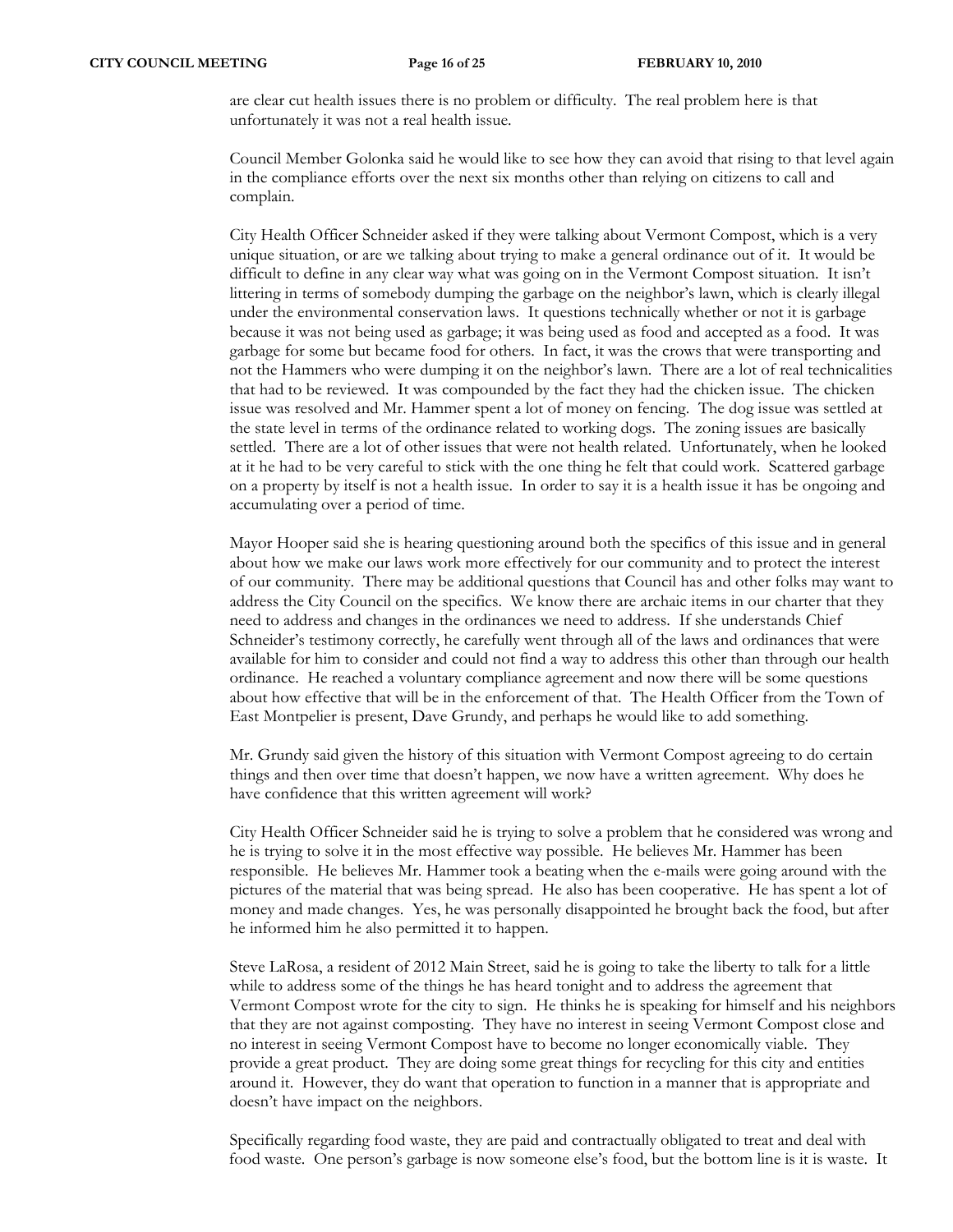are clear cut health issues there is no problem or difficulty. The real problem here is that unfortunately it was not a real health issue.

Council Member Golonka said he would like to see how they can avoid that rising to that level again in the compliance efforts over the next six months other than relying on citizens to call and complain.

City Health Officer Schneider asked if they were talking about Vermont Compost, which is a very unique situation, or are we talking about trying to make a general ordinance out of it. It would be difficult to define in any clear way what was going on in the Vermont Compost situation. It isn't littering in terms of somebody dumping the garbage on the neighbor's lawn, which is clearly illegal under the environmental conservation laws. It questions technically whether or not it is garbage because it was not being used as garbage; it was being used as food and accepted as a food. It was garbage for some but became food for others. In fact, it was the crows that were transporting and not the Hammers who were dumping it on the neighbor's lawn. There are a lot of real technicalities that had to be reviewed. It was compounded by the fact they had the chicken issue. The chicken issue was resolved and Mr. Hammer spent a lot of money on fencing. The dog issue was settled at the state level in terms of the ordinance related to working dogs. The zoning issues are basically settled. There are a lot of other issues that were not health related. Unfortunately, when he looked at it he had to be very careful to stick with the one thing he felt that could work. Scattered garbage on a property by itself is not a health issue. In order to say it is a health issue it has be ongoing and accumulating over a period of time.

Mayor Hooper said she is hearing questioning around both the specifics of this issue and in general about how we make our laws work more effectively for our community and to protect the interest of our community. There may be additional questions that Council has and other folks may want to address the City Council on the specifics. We know there are archaic items in our charter that they need to address and changes in the ordinances we need to address. If she understands Chief Schneider's testimony correctly, he carefully went through all of the laws and ordinances that were available for him to consider and could not find a way to address this other than through our health ordinance. He reached a voluntary compliance agreement and now there will be some questions about how effective that will be in the enforcement of that. The Health Officer from the Town of East Montpelier is present, Dave Grundy, and perhaps he would like to add something.

Mr. Grundy said given the history of this situation with Vermont Compost agreeing to do certain things and then over time that doesn't happen, we now have a written agreement. Why does he have confidence that this written agreement will work?

City Health Officer Schneider said he is trying to solve a problem that he considered was wrong and he is trying to solve it in the most effective way possible. He believes Mr. Hammer has been responsible. He believes Mr. Hammer took a beating when the e-mails were going around with the pictures of the material that was being spread. He also has been cooperative. He has spent a lot of money and made changes. Yes, he was personally disappointed he brought back the food, but after he informed him he also permitted it to happen.

Steve LaRosa, a resident of 2012 Main Street, said he is going to take the liberty to talk for a little while to address some of the things he has heard tonight and to address the agreement that Vermont Compost wrote for the city to sign. He thinks he is speaking for himself and his neighbors that they are not against composting. They have no interest in seeing Vermont Compost close and no interest in seeing Vermont Compost have to become no longer economically viable. They provide a great product. They are doing some great things for recycling for this city and entities around it. However, they do want that operation to function in a manner that is appropriate and doesn't have impact on the neighbors.

Specifically regarding food waste, they are paid and contractually obligated to treat and deal with food waste. One person's garbage is now someone else's food, but the bottom line is it is waste. It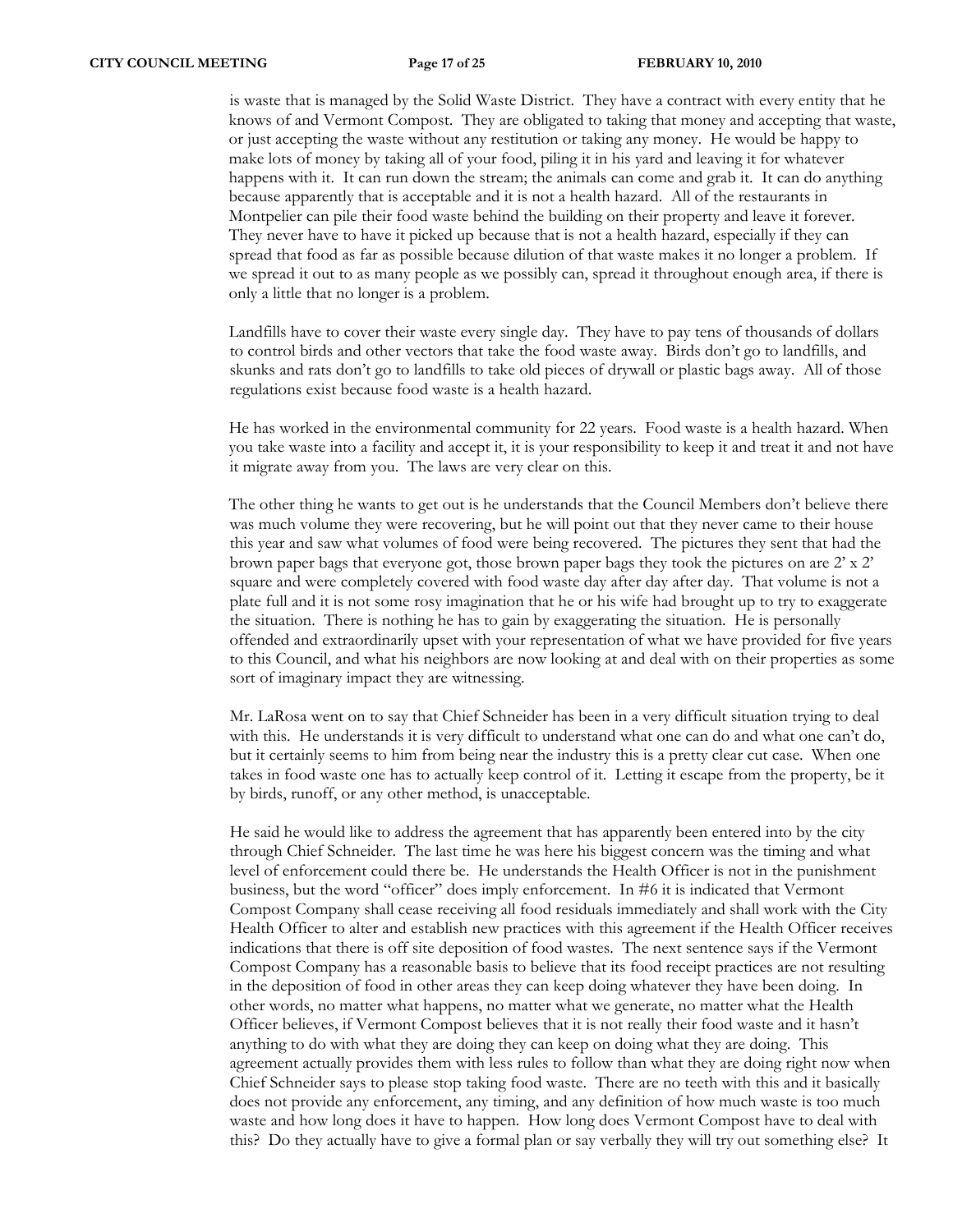is waste that is managed by the Solid Waste District. They have a contract with every entity that he knows of and Vermont Compost. They are obligated to taking that money and accepting that waste, or just accepting the waste without any restitution or taking any money. He would be happy to make lots of money by taking all of your food, piling it in his yard and leaving it for whatever happens with it. It can run down the stream; the animals can come and grab it. It can do anything because apparently that is acceptable and it is not a health hazard. All of the restaurants in Montpelier can pile their food waste behind the building on their property and leave it forever. They never have to have it picked up because that is not a health hazard, especially if they can spread that food as far as possible because dilution of that waste makes it no longer a problem. If we spread it out to as many people as we possibly can, spread it throughout enough area, if there is only a little that no longer is a problem.

Landfills have to cover their waste every single day. They have to pay tens of thousands of dollars to control birds and other vectors that take the food waste away. Birds don't go to landfills, and skunks and rats don't go to landfills to take old pieces of drywall or plastic bags away. All of those regulations exist because food waste is a health hazard.

He has worked in the environmental community for 22 years. Food waste is a health hazard. When you take waste into a facility and accept it, it is your responsibility to keep it and treat it and not have it migrate away from you. The laws are very clear on this.

The other thing he wants to get out is he understands that the Council Members don't believe there was much volume they were recovering, but he will point out that they never came to their house this year and saw what volumes of food were being recovered. The pictures they sent that had the brown paper bags that everyone got, those brown paper bags they took the pictures on are 2' x 2' square and were completely covered with food waste day after day after day. That volume is not a plate full and it is not some rosy imagination that he or his wife had brought up to try to exaggerate the situation. There is nothing he has to gain by exaggerating the situation. He is personally offended and extraordinarily upset with your representation of what we have provided for five years to this Council, and what his neighbors are now looking at and deal with on their properties as some sort of imaginary impact they are witnessing.

Mr. LaRosa went on to say that Chief Schneider has been in a very difficult situation trying to deal with this. He understands it is very difficult to understand what one can do and what one can't do, but it certainly seems to him from being near the industry this is a pretty clear cut case. When one takes in food waste one has to actually keep control of it. Letting it escape from the property, be it by birds, runoff, or any other method, is unacceptable.

He said he would like to address the agreement that has apparently been entered into by the city through Chief Schneider. The last time he was here his biggest concern was the timing and what level of enforcement could there be. He understands the Health Officer is not in the punishment business, but the word "officer" does imply enforcement. In #6 it is indicated that Vermont Compost Company shall cease receiving all food residuals immediately and shall work with the City Health Officer to alter and establish new practices with this agreement if the Health Officer receives indications that there is off site deposition of food wastes. The next sentence says if the Vermont Compost Company has a reasonable basis to believe that its food receipt practices are not resulting in the deposition of food in other areas they can keep doing whatever they have been doing. In other words, no matter what happens, no matter what we generate, no matter what the Health Officer believes, if Vermont Compost believes that it is not really their food waste and it hasn't anything to do with what they are doing they can keep on doing what they are doing. This agreement actually provides them with less rules to follow than what they are doing right now when Chief Schneider says to please stop taking food waste. There are no teeth with this and it basically does not provide any enforcement, any timing, and any definition of how much waste is too much waste and how long does it have to happen. How long does Vermont Compost have to deal with this? Do they actually have to give a formal plan or say verbally they will try out something else? It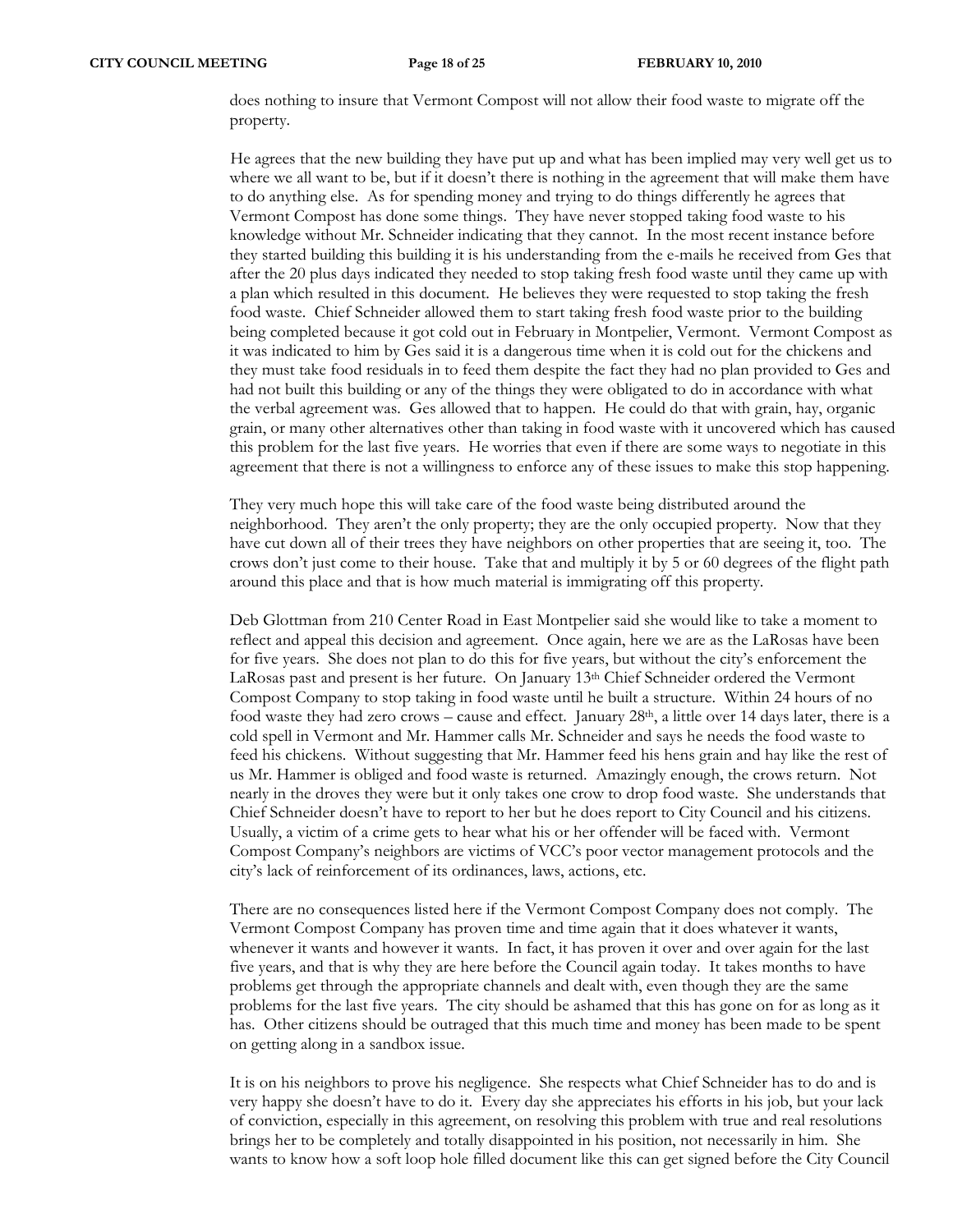does nothing to insure that Vermont Compost will not allow their food waste to migrate off the property.

He agrees that the new building they have put up and what has been implied may very well get us to where we all want to be, but if it doesn't there is nothing in the agreement that will make them have to do anything else. As for spending money and trying to do things differently he agrees that Vermont Compost has done some things. They have never stopped taking food waste to his knowledge without Mr. Schneider indicating that they cannot. In the most recent instance before they started building this building it is his understanding from the e-mails he received from Ges that after the 20 plus days indicated they needed to stop taking fresh food waste until they came up with a plan which resulted in this document. He believes they were requested to stop taking the fresh food waste. Chief Schneider allowed them to start taking fresh food waste prior to the building being completed because it got cold out in February in Montpelier, Vermont. Vermont Compost as it was indicated to him by Ges said it is a dangerous time when it is cold out for the chickens and they must take food residuals in to feed them despite the fact they had no plan provided to Ges and had not built this building or any of the things they were obligated to do in accordance with what the verbal agreement was. Ges allowed that to happen. He could do that with grain, hay, organic grain, or many other alternatives other than taking in food waste with it uncovered which has caused this problem for the last five years. He worries that even if there are some ways to negotiate in this agreement that there is not a willingness to enforce any of these issues to make this stop happening.

They very much hope this will take care of the food waste being distributed around the neighborhood. They aren't the only property; they are the only occupied property. Now that they have cut down all of their trees they have neighbors on other properties that are seeing it, too. The crows don't just come to their house. Take that and multiply it by 5 or 60 degrees of the flight path around this place and that is how much material is immigrating off this property.

Deb Glottman from 210 Center Road in East Montpelier said she would like to take a moment to reflect and appeal this decision and agreement. Once again, here we are as the LaRosas have been for five years. She does not plan to do this for five years, but without the city's enforcement the LaRosas past and present is her future. On January 13th Chief Schneider ordered the Vermont Compost Company to stop taking in food waste until he built a structure. Within 24 hours of no food waste they had zero crows – cause and effect. January 28th, a little over 14 days later, there is a cold spell in Vermont and Mr. Hammer calls Mr. Schneider and says he needs the food waste to feed his chickens. Without suggesting that Mr. Hammer feed his hens grain and hay like the rest of us Mr. Hammer is obliged and food waste is returned. Amazingly enough, the crows return. Not nearly in the droves they were but it only takes one crow to drop food waste. She understands that Chief Schneider doesn't have to report to her but he does report to City Council and his citizens. Usually, a victim of a crime gets to hear what his or her offender will be faced with. Vermont Compost Company's neighbors are victims of VCC's poor vector management protocols and the city's lack of reinforcement of its ordinances, laws, actions, etc.

There are no consequences listed here if the Vermont Compost Company does not comply. The Vermont Compost Company has proven time and time again that it does whatever it wants, whenever it wants and however it wants. In fact, it has proven it over and over again for the last five years, and that is why they are here before the Council again today. It takes months to have problems get through the appropriate channels and dealt with, even though they are the same problems for the last five years. The city should be ashamed that this has gone on for as long as it has. Other citizens should be outraged that this much time and money has been made to be spent on getting along in a sandbox issue.

It is on his neighbors to prove his negligence. She respects what Chief Schneider has to do and is very happy she doesn't have to do it. Every day she appreciates his efforts in his job, but your lack of conviction, especially in this agreement, on resolving this problem with true and real resolutions brings her to be completely and totally disappointed in his position, not necessarily in him. She wants to know how a soft loop hole filled document like this can get signed before the City Council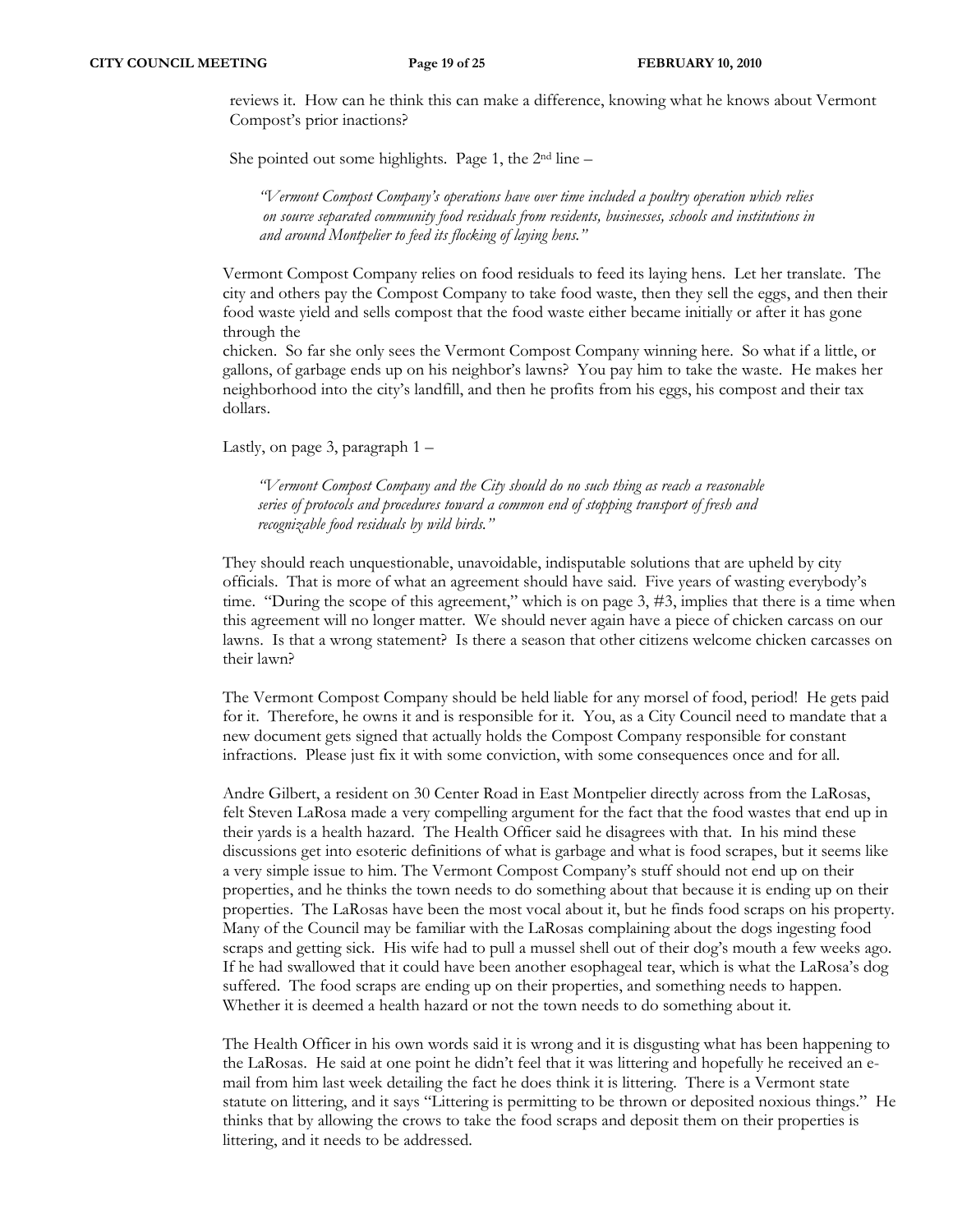reviews it. How can he think this can make a difference, knowing what he knows about Vermont Compost's prior inactions?

She pointed out some highlights. Page 1, the 2nd line –

> *"Vermont Compost Company's operations have over time included a poultry operation which relies on source separated community food residuals from residents, businesses, schools and institutions in and around Montpelier to feed its flocking of laying hens."*

Vermont Compost Company relies on food residuals to feed its laying hens. Let her translate. The city and others pay the Compost Company to take food waste, then they sell the eggs, and then their food waste yield and sells compost that the food waste either became initially or after it has gone through the
chicken. So far she only sees the Vermont Compost Company winning here. So what if a little, or gallons, of garbage ends up on his neighbor's lawns? You pay him to take the waste. He makes her neighborhood into the city's landfill, and then he profits from his eggs, his compost and their tax dollars.

Lastly, on page 3, paragraph 1 –

> *"Vermont Compost Company and the City should do no such thing as reach a reasonable series of protocols and procedures toward a common end of stopping transport of fresh and recognizable food residuals by wild birds."*

They should reach unquestionable, unavoidable, indisputable solutions that are upheld by city officials. That is more of what an agreement should have said. Five years of wasting everybody's time. "During the scope of this agreement," which is on page 3, #3, implies that there is a time when this agreement will no longer matter. We should never again have a piece of chicken carcass on our lawns. Is that a wrong statement? Is there a season that other citizens welcome chicken carcasses on their lawn?

The Vermont Compost Company should be held liable for any morsel of food, period! He gets paid for it. Therefore, he owns it and is responsible for it. You, as a City Council need to mandate that a new document gets signed that actually holds the Compost Company responsible for constant infractions. Please just fix it with some conviction, with some consequences once and for all.

Andre Gilbert, a resident on 30 Center Road in East Montpelier directly across from the LaRosas, felt Steven LaRosa made a very compelling argument for the fact that the food wastes that end up in their yards is a health hazard. The Health Officer said he disagrees with that. In his mind these discussions get into esoteric definitions of what is garbage and what is food scrapes, but it seems like a very simple issue to him. The Vermont Compost Company's stuff should not end up on their properties, and he thinks the town needs to do something about that because it is ending up on their properties. The LaRosas have been the most vocal about it, but he finds food scraps on his property. Many of the Council may be familiar with the LaRosas complaining about the dogs ingesting food scraps and getting sick. His wife had to pull a mussel shell out of their dog's mouth a few weeks ago. If he had swallowed that it could have been another esophageal tear, which is what the LaRosa's dog suffered. The food scraps are ending up on their properties, and something needs to happen. Whether it is deemed a health hazard or not the town needs to do something about it.

The Health Officer in his own words said it is wrong and it is disgusting what has been happening to the LaRosas. He said at one point he didn't feel that it was littering and hopefully he received an e-mail from him last week detailing the fact he does think it is littering. There is a Vermont state statute on littering, and it says "Littering is permitting to be thrown or deposited noxious things." He thinks that by allowing the crows to take the food scraps and deposit them on their properties is littering, and it needs to be addressed.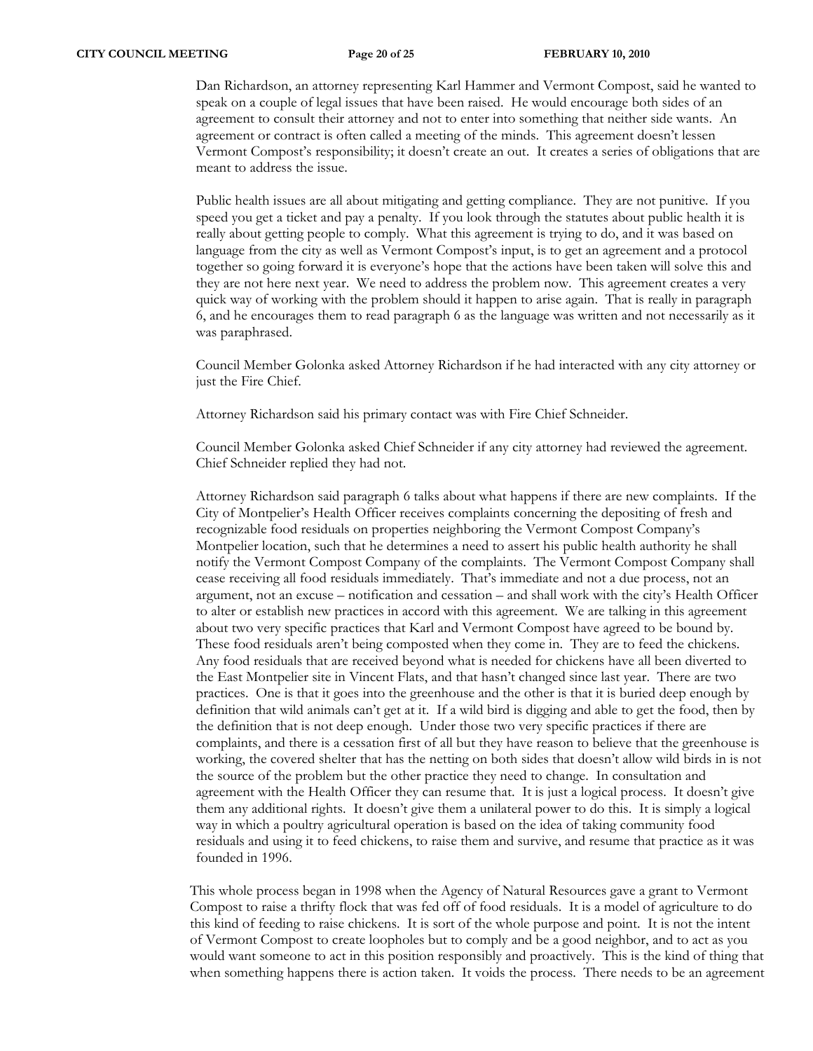Dan Richardson, an attorney representing Karl Hammer and Vermont Compost, said he wanted to speak on a couple of legal issues that have been raised. He would encourage both sides of an agreement to consult their attorney and not to enter into something that neither side wants. An agreement or contract is often called a meeting of the minds. This agreement doesn't lessen Vermont Compost's responsibility; it doesn't create an out. It creates a series of obligations that are meant to address the issue.

Public health issues are all about mitigating and getting compliance. They are not punitive. If you speed you get a ticket and pay a penalty. If you look through the statutes about public health it is really about getting people to comply. What this agreement is trying to do, and it was based on language from the city as well as Vermont Compost's input, is to get an agreement and a protocol together so going forward it is everyone's hope that the actions have been taken will solve this and they are not here next year. We need to address the problem now. This agreement creates a very quick way of working with the problem should it happen to arise again. That is really in paragraph 6, and he encourages them to read paragraph 6 as the language was written and not necessarily as it was paraphrased.

Council Member Golonka asked Attorney Richardson if he had interacted with any city attorney or just the Fire Chief.

Attorney Richardson said his primary contact was with Fire Chief Schneider.

Council Member Golonka asked Chief Schneider if any city attorney had reviewed the agreement. Chief Schneider replied they had not.

Attorney Richardson said paragraph 6 talks about what happens if there are new complaints. If the City of Montpelier's Health Officer receives complaints concerning the depositing of fresh and recognizable food residuals on properties neighboring the Vermont Compost Company's Montpelier location, such that he determines a need to assert his public health authority he shall notify the Vermont Compost Company of the complaints. The Vermont Compost Company shall cease receiving all food residuals immediately. That's immediate and not a due process, not an argument, not an excuse – notification and cessation – and shall work with the city's Health Officer to alter or establish new practices in accord with this agreement. We are talking in this agreement about two very specific practices that Karl and Vermont Compost have agreed to be bound by. These food residuals aren't being composted when they come in. They are to feed the chickens. Any food residuals that are received beyond what is needed for chickens have all been diverted to the East Montpelier site in Vincent Flats, and that hasn't changed since last year. There are two practices. One is that it goes into the greenhouse and the other is that it is buried deep enough by definition that wild animals can't get at it. If a wild bird is digging and able to get the food, then by the definition that is not deep enough. Under those two very specific practices if there are complaints, and there is a cessation first of all but they have reason to believe that the greenhouse is working, the covered shelter that has the netting on both sides that doesn't allow wild birds in is not the source of the problem but the other practice they need to change. In consultation and agreement with the Health Officer they can resume that. It is just a logical process. It doesn't give them any additional rights. It doesn't give them a unilateral power to do this. It is simply a logical way in which a poultry agricultural operation is based on the idea of taking community food residuals and using it to feed chickens, to raise them and survive, and resume that practice as it was founded in 1996.

This whole process began in 1998 when the Agency of Natural Resources gave a grant to Vermont Compost to raise a thrifty flock that was fed off of food residuals. It is a model of agriculture to do this kind of feeding to raise chickens. It is sort of the whole purpose and point. It is not the intent of Vermont Compost to create loopholes but to comply and be a good neighbor, and to act as you would want someone to act in this position responsibly and proactively. This is the kind of thing that when something happens there is action taken. It voids the process. There needs to be an agreement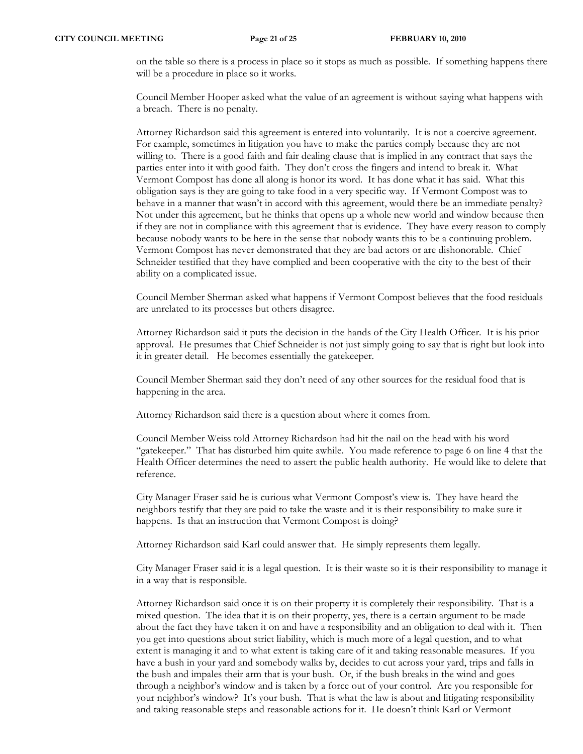on the table so there is a process in place so it stops as much as possible. If something happens there will be a procedure in place so it works.

Council Member Hooper asked what the value of an agreement is without saying what happens with a breach. There is no penalty.

Attorney Richardson said this agreement is entered into voluntarily. It is not a coercive agreement. For example, sometimes in litigation you have to make the parties comply because they are not willing to. There is a good faith and fair dealing clause that is implied in any contract that says the parties enter into it with good faith. They don't cross the fingers and intend to break it. What Vermont Compost has done all along is honor its word. It has done what it has said. What this obligation says is they are going to take food in a very specific way. If Vermont Compost was to behave in a manner that wasn't in accord with this agreement, would there be an immediate penalty? Not under this agreement, but he thinks that opens up a whole new world and window because then if they are not in compliance with this agreement that is evidence. They have every reason to comply because nobody wants to be here in the sense that nobody wants this to be a continuing problem. Vermont Compost has never demonstrated that they are bad actors or are dishonorable. Chief Schneider testified that they have complied and been cooperative with the city to the best of their ability on a complicated issue.

Council Member Sherman asked what happens if Vermont Compost believes that the food residuals are unrelated to its processes but others disagree.

Attorney Richardson said it puts the decision in the hands of the City Health Officer. It is his prior approval. He presumes that Chief Schneider is not just simply going to say that is right but look into it in greater detail. He becomes essentially the gatekeeper.

Council Member Sherman said they don't need of any other sources for the residual food that is happening in the area.

Attorney Richardson said there is a question about where it comes from.

Council Member Weiss told Attorney Richardson had hit the nail on the head with his word "gatekeeper." That has disturbed him quite awhile. You made reference to page 6 on line 4 that the Health Officer determines the need to assert the public health authority. He would like to delete that reference.

City Manager Fraser said he is curious what Vermont Compost's view is. They have heard the neighbors testify that they are paid to take the waste and it is their responsibility to make sure it happens. Is that an instruction that Vermont Compost is doing?

Attorney Richardson said Karl could answer that. He simply represents them legally.

City Manager Fraser said it is a legal question. It is their waste so it is their responsibility to manage it in a way that is responsible.

Attorney Richardson said once it is on their property it is completely their responsibility. That is a mixed question. The idea that it is on their property, yes, there is a certain argument to be made about the fact they have taken it on and have a responsibility and an obligation to deal with it. Then you get into questions about strict liability, which is much more of a legal question, and to what extent is managing it and to what extent is taking care of it and taking reasonable measures. If you have a bush in your yard and somebody walks by, decides to cut across your yard, trips and falls in the bush and impales their arm that is your bush. Or, if the bush breaks in the wind and goes through a neighbor's window and is taken by a force out of your control. Are you responsible for your neighbor's window? It's your bush. That is what the law is about and litigating responsibility and taking reasonable steps and reasonable actions for it. He doesn't think Karl or Vermont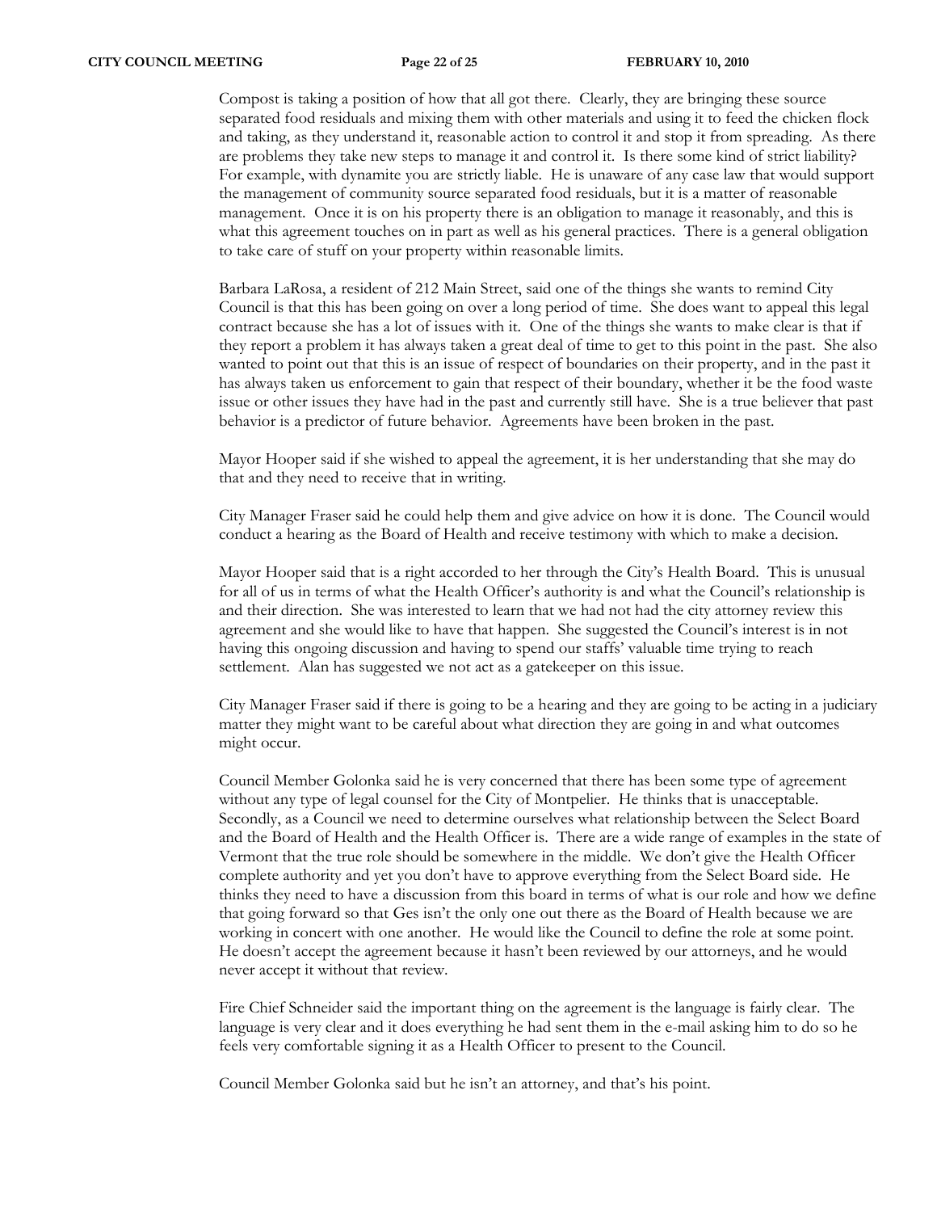Compost is taking a position of how that all got there. Clearly, they are bringing these source separated food residuals and mixing them with other materials and using it to feed the chicken flock and taking, as they understand it, reasonable action to control it and stop it from spreading. As there are problems they take new steps to manage it and control it. Is there some kind of strict liability? For example, with dynamite you are strictly liable. He is unaware of any case law that would support the management of community source separated food residuals, but it is a matter of reasonable management. Once it is on his property there is an obligation to manage it reasonably, and this is what this agreement touches on in part as well as his general practices. There is a general obligation to take care of stuff on your property within reasonable limits.

Barbara LaRosa, a resident of 212 Main Street, said one of the things she wants to remind City Council is that this has been going on over a long period of time. She does want to appeal this legal contract because she has a lot of issues with it. One of the things she wants to make clear is that if they report a problem it has always taken a great deal of time to get to this point in the past. She also wanted to point out that this is an issue of respect of boundaries on their property, and in the past it has always taken us enforcement to gain that respect of their boundary, whether it be the food waste issue or other issues they have had in the past and currently still have. She is a true believer that past behavior is a predictor of future behavior. Agreements have been broken in the past.

Mayor Hooper said if she wished to appeal the agreement, it is her understanding that she may do that and they need to receive that in writing.

City Manager Fraser said he could help them and give advice on how it is done. The Council would conduct a hearing as the Board of Health and receive testimony with which to make a decision.

Mayor Hooper said that is a right accorded to her through the City's Health Board. This is unusual for all of us in terms of what the Health Officer's authority is and what the Council's relationship is and their direction. She was interested to learn that we had not had the city attorney review this agreement and she would like to have that happen. She suggested the Council's interest is in not having this ongoing discussion and having to spend our staffs' valuable time trying to reach settlement. Alan has suggested we not act as a gatekeeper on this issue.

City Manager Fraser said if there is going to be a hearing and they are going to be acting in a judiciary matter they might want to be careful about what direction they are going in and what outcomes might occur.

Council Member Golonka said he is very concerned that there has been some type of agreement without any type of legal counsel for the City of Montpelier. He thinks that is unacceptable. Secondly, as a Council we need to determine ourselves what relationship between the Select Board and the Board of Health and the Health Officer is. There are a wide range of examples in the state of Vermont that the true role should be somewhere in the middle. We don't give the Health Officer complete authority and yet you don't have to approve everything from the Select Board side. He thinks they need to have a discussion from this board in terms of what is our role and how we define that going forward so that Ges isn't the only one out there as the Board of Health because we are working in concert with one another. He would like the Council to define the role at some point. He doesn't accept the agreement because it hasn't been reviewed by our attorneys, and he would never accept it without that review.

Fire Chief Schneider said the important thing on the agreement is the language is fairly clear. The language is very clear and it does everything he had sent them in the e-mail asking him to do so he feels very comfortable signing it as a Health Officer to present to the Council.

Council Member Golonka said but he isn't an attorney, and that's his point.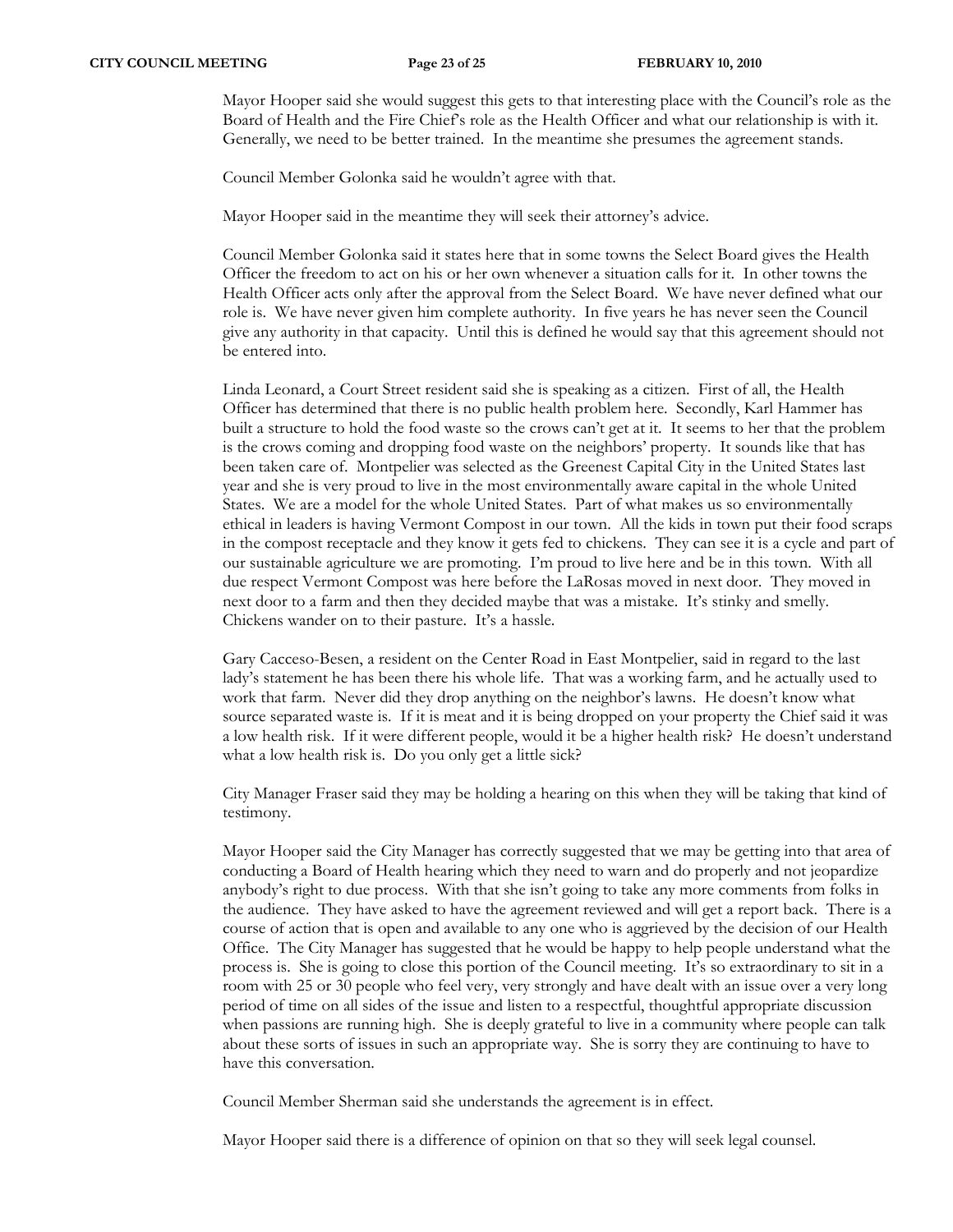Mayor Hooper said she would suggest this gets to that interesting place with the Council's role as the Board of Health and the Fire Chief's role as the Health Officer and what our relationship is with it. Generally, we need to be better trained. In the meantime she presumes the agreement stands.

Council Member Golonka said he wouldn't agree with that.

Mayor Hooper said in the meantime they will seek their attorney's advice.

Council Member Golonka said it states here that in some towns the Select Board gives the Health Officer the freedom to act on his or her own whenever a situation calls for it. In other towns the Health Officer acts only after the approval from the Select Board. We have never defined what our role is. We have never given him complete authority. In five years he has never seen the Council give any authority in that capacity. Until this is defined he would say that this agreement should not be entered into.

Linda Leonard, a Court Street resident said she is speaking as a citizen. First of all, the Health Officer has determined that there is no public health problem here. Secondly, Karl Hammer has built a structure to hold the food waste so the crows can't get at it. It seems to her that the problem is the crows coming and dropping food waste on the neighbors' property. It sounds like that has been taken care of. Montpelier was selected as the Greenest Capital City in the United States last year and she is very proud to live in the most environmentally aware capital in the whole United States. We are a model for the whole United States. Part of what makes us so environmentally ethical in leaders is having Vermont Compost in our town. All the kids in town put their food scraps in the compost receptacle and they know it gets fed to chickens. They can see it is a cycle and part of our sustainable agriculture we are promoting. I'm proud to live here and be in this town. With all due respect Vermont Compost was here before the LaRosas moved in next door. They moved in next door to a farm and then they decided maybe that was a mistake. It's stinky and smelly. Chickens wander on to their pasture. It's a hassle.

Gary Cacceso-Besen, a resident on the Center Road in East Montpelier, said in regard to the last lady's statement he has been there his whole life. That was a working farm, and he actually used to work that farm. Never did they drop anything on the neighbor's lawns. He doesn't know what source separated waste is. If it is meat and it is being dropped on your property the Chief said it was a low health risk. If it were different people, would it be a higher health risk? He doesn't understand what a low health risk is. Do you only get a little sick?

City Manager Fraser said they may be holding a hearing on this when they will be taking that kind of testimony.

Mayor Hooper said the City Manager has correctly suggested that we may be getting into that area of conducting a Board of Health hearing which they need to warn and do properly and not jeopardize anybody's right to due process. With that she isn't going to take any more comments from folks in the audience. They have asked to have the agreement reviewed and will get a report back. There is a course of action that is open and available to any one who is aggrieved by the decision of our Health Office. The City Manager has suggested that he would be happy to help people understand what the process is. She is going to close this portion of the Council meeting. It's so extraordinary to sit in a room with 25 or 30 people who feel very, very strongly and have dealt with an issue over a very long period of time on all sides of the issue and listen to a respectful, thoughtful appropriate discussion when passions are running high. She is deeply grateful to live in a community where people can talk about these sorts of issues in such an appropriate way. She is sorry they are continuing to have to have this conversation.

Council Member Sherman said she understands the agreement is in effect.

Mayor Hooper said there is a difference of opinion on that so they will seek legal counsel.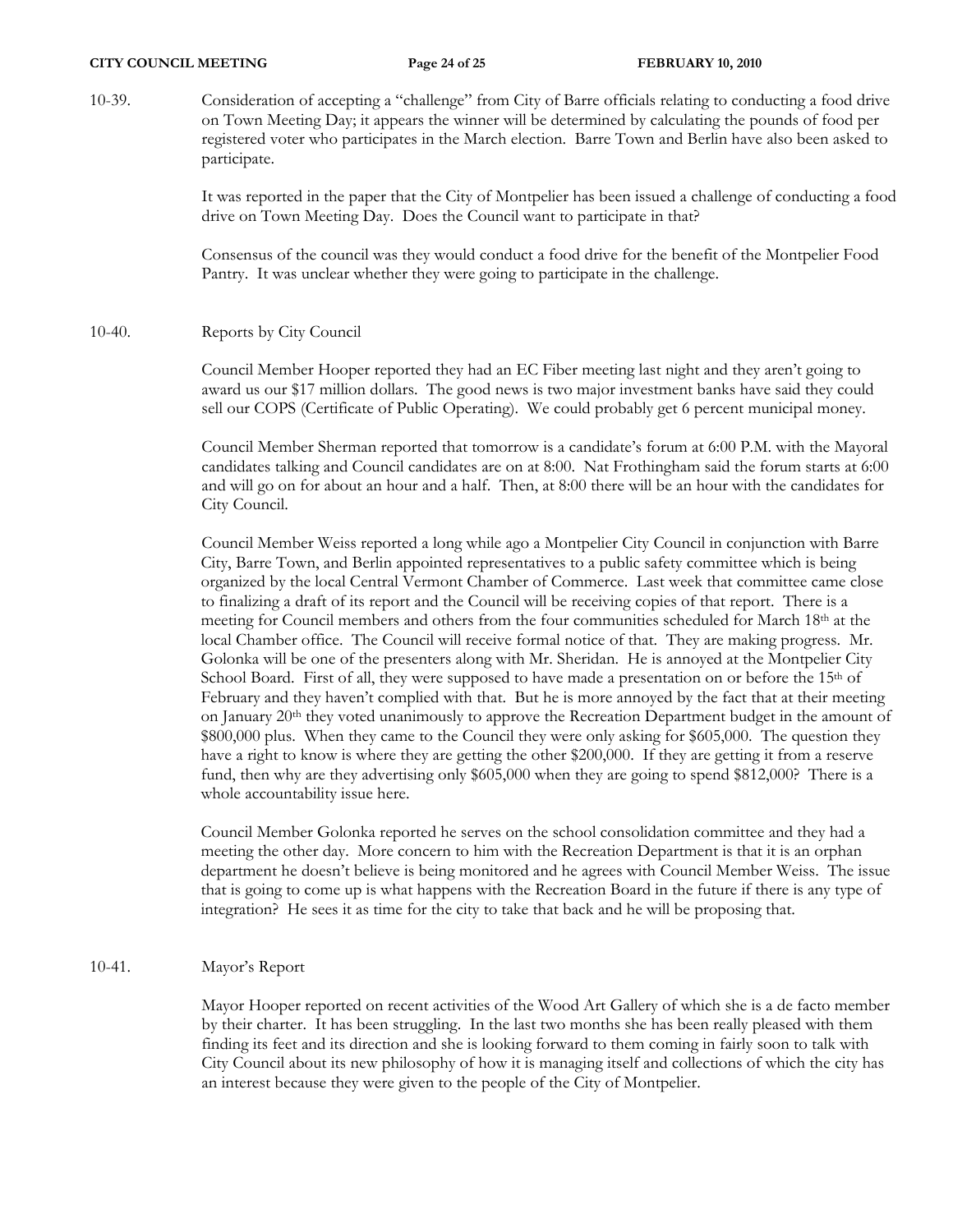10-39. Consideration of accepting a "challenge" from City of Barre officials relating to conducting a food drive on Town Meeting Day; it appears the winner will be determined by calculating the pounds of food per registered voter who participates in the March election. Barre Town and Berlin have also been asked to participate.

It was reported in the paper that the City of Montpelier has been issued a challenge of conducting a food drive on Town Meeting Day. Does the Council want to participate in that?

Consensus of the council was they would conduct a food drive for the benefit of the Montpelier Food Pantry. It was unclear whether they were going to participate in the challenge.

10-40. Reports by City Council

Council Member Hooper reported they had an EC Fiber meeting last night and they aren't going to award us our $17 million dollars. The good news is two major investment banks have said they could sell our COPS (Certificate of Public Operating). We could probably get 6 percent municipal money.

Council Member Sherman reported that tomorrow is a candidate's forum at 6:00 P.M. with the Mayoral candidates talking and Council candidates are on at 8:00. Nat Frothingham said the forum starts at 6:00 and will go on for about an hour and a half. Then, at 8:00 there will be an hour with the candidates for City Council.

Council Member Weiss reported a long while ago a Montpelier City Council in conjunction with Barre City, Barre Town, and Berlin appointed representatives to a public safety committee which is being organized by the local Central Vermont Chamber of Commerce. Last week that committee came close to finalizing a draft of its report and the Council will be receiving copies of that report. There is a meeting for Council members and others from the four communities scheduled for March 18th at the local Chamber office. The Council will receive formal notice of that. They are making progress. Mr. Golonka will be one of the presenters along with Mr. Sheridan. He is annoyed at the Montpelier City School Board. First of all, they were supposed to have made a presentation on or before the 15th of February and they haven't complied with that. But he is more annoyed by the fact that at their meeting on January 20th they voted unanimously to approve the Recreation Department budget in the amount of $800,000 plus. When they came to the Council they were only asking for $605,000. The question they have a right to know is where they are getting the other $200,000. If they are getting it from a reserve fund, then why are they advertising only $605,000 when they are going to spend $812,000? There is a whole accountability issue here.

Council Member Golonka reported he serves on the school consolidation committee and they had a meeting the other day. More concern to him with the Recreation Department is that it is an orphan department he doesn't believe is being monitored and he agrees with Council Member Weiss. The issue that is going to come up is what happens with the Recreation Board in the future if there is any type of integration? He sees it as time for the city to take that back and he will be proposing that.

10-41. Mayor's Report

Mayor Hooper reported on recent activities of the Wood Art Gallery of which she is a de facto member by their charter. It has been struggling. In the last two months she has been really pleased with them finding its feet and its direction and she is looking forward to them coming in fairly soon to talk with City Council about its new philosophy of how it is managing itself and collections of which the city has an interest because they were given to the people of the City of Montpelier.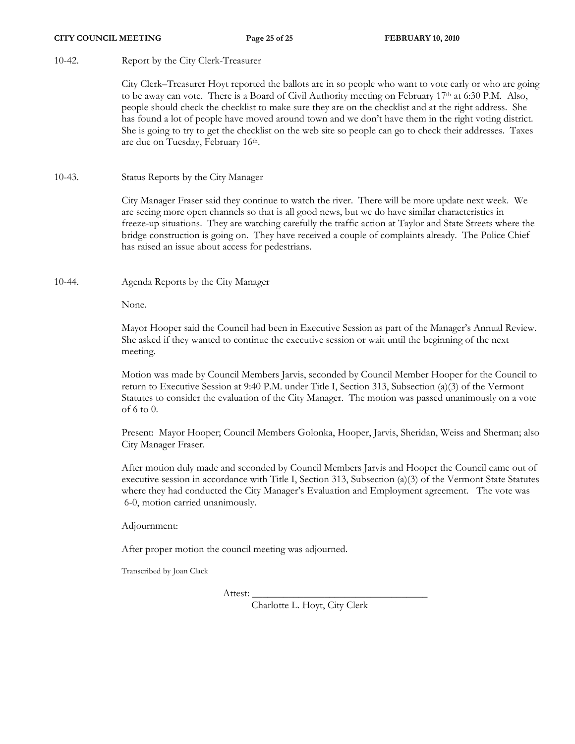10-42. Report by the City Clerk-Treasurer

City Clerk–Treasurer Hoyt reported the ballots are in so people who want to vote early or who are going to be away can vote. There is a Board of Civil Authority meeting on February 17th at 6:30 P.M. Also, people should check the checklist to make sure they are on the checklist and at the right address. She has found a lot of people have moved around town and we don't have them in the right voting district. She is going to try to get the checklist on the web site so people can go to check their addresses. Taxes are due on Tuesday, February 16th.

10-43. Status Reports by the City Manager

City Manager Fraser said they continue to watch the river. There will be more update next week. We are seeing more open channels so that is all good news, but we do have similar characteristics in freeze-up situations. They are watching carefully the traffic action at Taylor and State Streets where the bridge construction is going on. They have received a couple of complaints already. The Police Chief has raised an issue about access for pedestrians.

10-44. Agenda Reports by the City Manager

None.

Mayor Hooper said the Council had been in Executive Session as part of the Manager's Annual Review. She asked if they wanted to continue the executive session or wait until the beginning of the next meeting.

Motion was made by Council Members Jarvis, seconded by Council Member Hooper for the Council to return to Executive Session at 9:40 P.M. under Title I, Section 313, Subsection (a)(3) of the Vermont Statutes to consider the evaluation of the City Manager. The motion was passed unanimously on a vote of 6 to 0.

Present: Mayor Hooper; Council Members Golonka, Hooper, Jarvis, Sheridan, Weiss and Sherman; also City Manager Fraser.

After motion duly made and seconded by Council Members Jarvis and Hooper the Council came out of executive session in accordance with Title I, Section 313, Subsection (a)(3) of the Vermont State Statutes where they had conducted the City Manager's Evaluation and Employment agreement. The vote was 6-0, motion carried unanimously.

Adjournment:

After proper motion the council meeting was adjourned.

Transcribed by Joan Clack

Attest: ___________________________________

Charlotte L. Hoyt, City Clerk